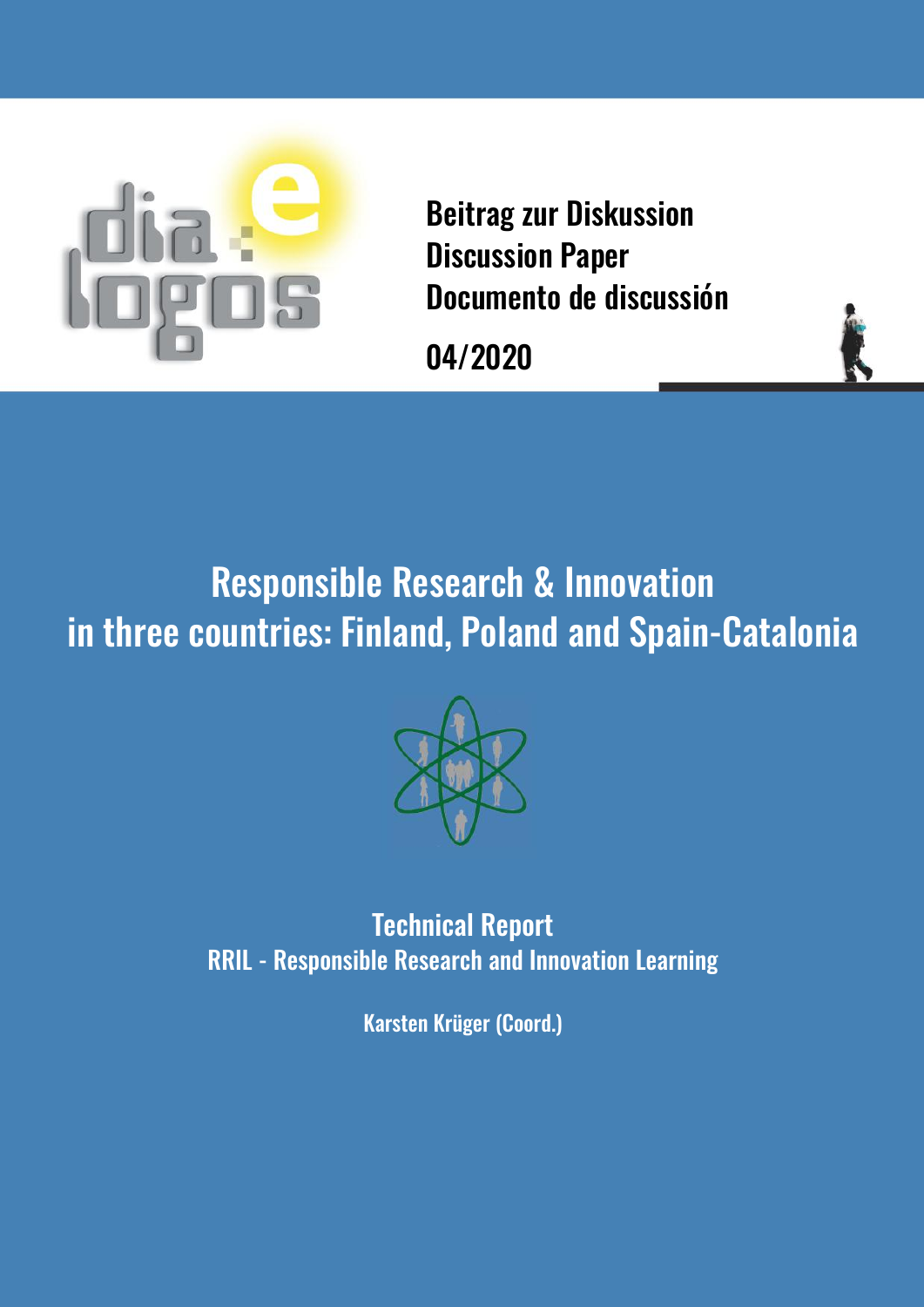Beitrag zur Diskussion
Discussion Paper
Documento de discussión

04/2020

# Responsible Research & Innovation in three countries: Finland, Poland and Spain-Catalonia

## Technical Report
RRIL - Responsible Research and Innovation Learning

**Karsten Krüger (Coord.)**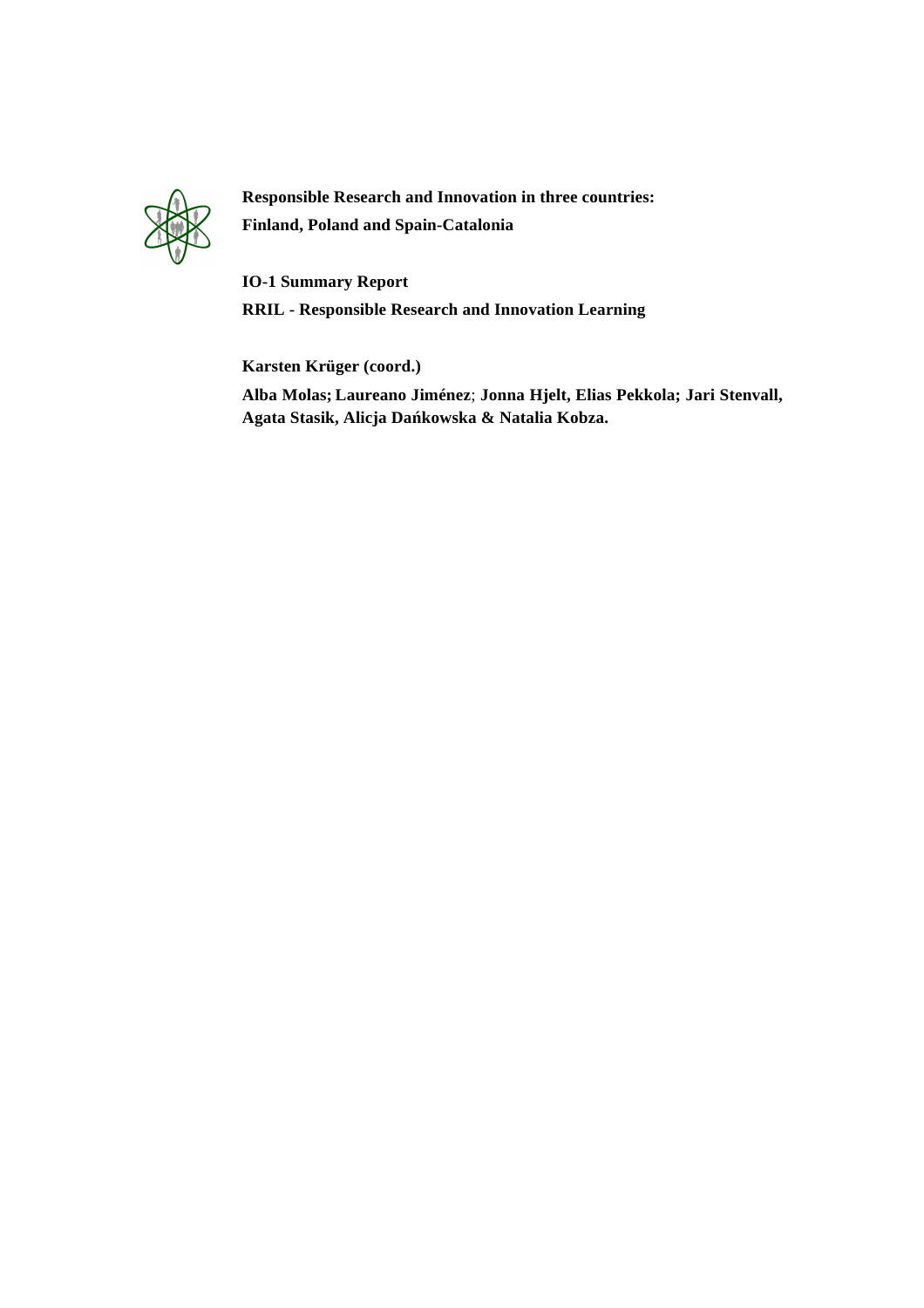**Responsible Research and Innovation in three countries: Finland, Poland and Spain-Catalonia**

**IO-1 Summary Report**

**RRIL - Responsible Research and Innovation Learning**

**Karsten Krüger (coord.)**

**Alba Molas; Laureano Jiménez; Jonna Hjelt, Elias Pekkola; Jari Stenvall, Agata Stasik, Alicja Dańkowska & Natalia Kobza.**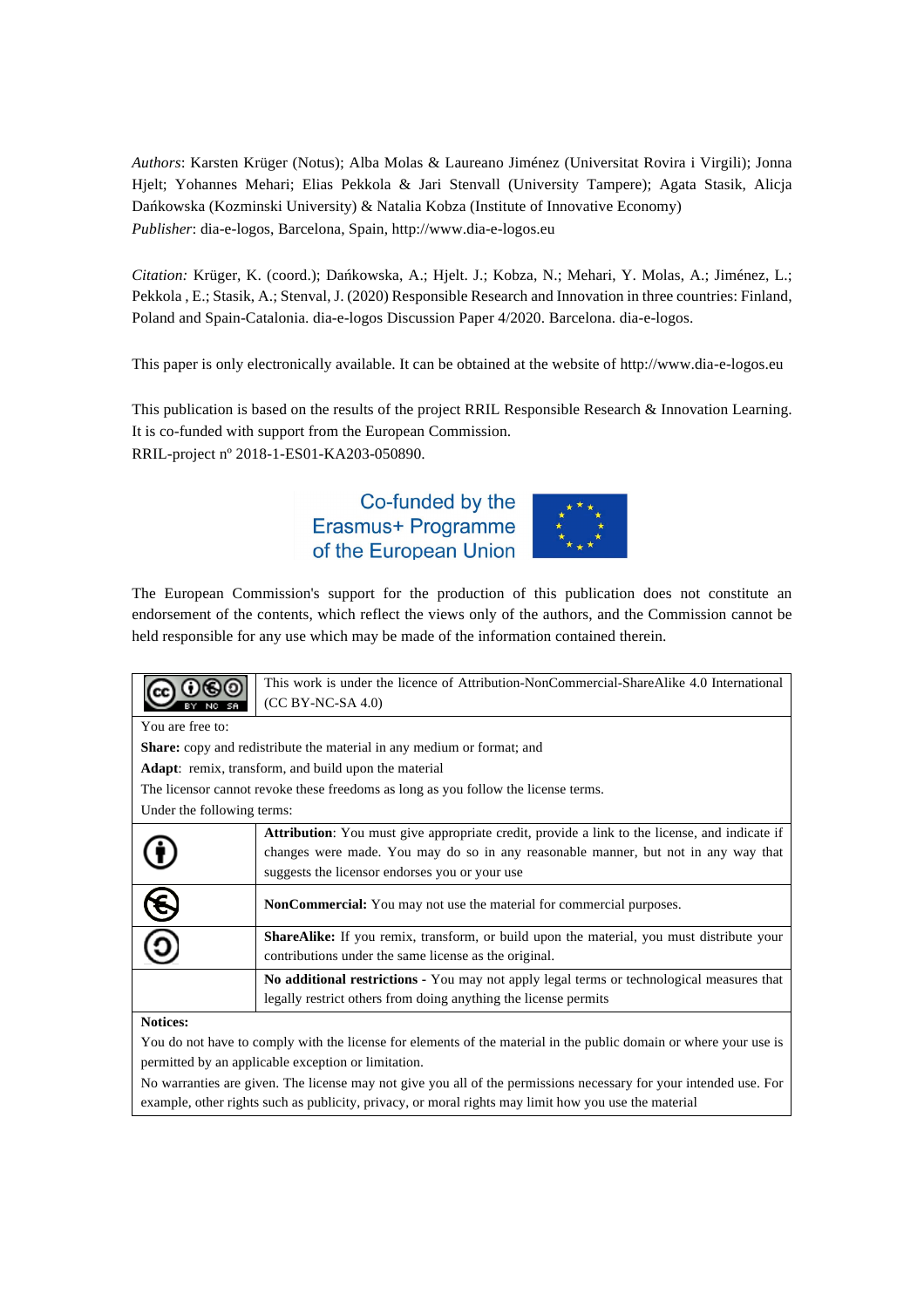*Authors*: Karsten Krüger (Notus); Alba Molas & Laureano Jiménez (Universitat Rovira i Virgili); Jonna Hjelt; Yohannes Mehari; Elias Pekkola & Jari Stenvall (University Tampere); Agata Stasik, Alicja Dańkowska (Kozminski University) & Natalia Kobza (Institute of Innovative Economy)
*Publisher*: dia-e-logos, Barcelona, Spain, http://www.dia-e-logos.eu

*Citation:* Krüger, K. (coord.); Dańkowska, A.; Hjelt. J.; Kobza, N.; Mehari, Y. Molas, A.; Jiménez, L.; Pekkola , E.; Stasik, A.; Stenval, J. (2020) Responsible Research and Innovation in three countries: Finland, Poland and Spain-Catalonia. dia-e-logos Discussion Paper 4/2020. Barcelona. dia-e-logos.

This paper is only electronically available. It can be obtained at the website of http://www.dia-e-logos.eu

This publication is based on the results of the project RRIL Responsible Research & Innovation Learning. It is co-funded with support from the European Commission.
RRIL-project nº 2018-1-ES01-KA203-050890.

Co-funded by the Erasmus+ Programme of the European Union

The European Commission's support for the production of this publication does not constitute an endorsement of the contents, which reflect the views only of the authors, and the Commission cannot be held responsible for any use which may be made of the information contained therein.

| CC BY NC SA | This work is under the licence of Attribution-NonCommercial-ShareAlike 4.0 International (CC BY-NC-SA 4.0) |
|---|---|
| You are free to: | |
| **Share:** copy and redistribute the material in any medium or format; and | |
| **Adapt**: remix, transform, and build upon the material | |
| The licensor cannot revoke these freedoms as long as you follow the license terms. | |
| Under the following terms: | |
| | **Attribution**: You must give appropriate credit, provide a link to the license, and indicate if changes were made. You may do so in any reasonable manner, but not in any way that suggests the licensor endorses you or your use |
| | **NonCommercial:** You may not use the material for commercial purposes. |
| | **ShareAlike:** If you remix, transform, or build upon the material, you must distribute your contributions under the same license as the original. |
| | **No additional restrictions** - You may not apply legal terms or technological measures that legally restrict others from doing anything the license permits |
| **Notices:** | |
| You do not have to comply with the license for elements of the material in the public domain or where your use is permitted by an applicable exception or limitation. | |
| No warranties are given. The license may not give you all of the permissions necessary for your intended use. For example, other rights such as publicity, privacy, or moral rights may limit how you use the material | |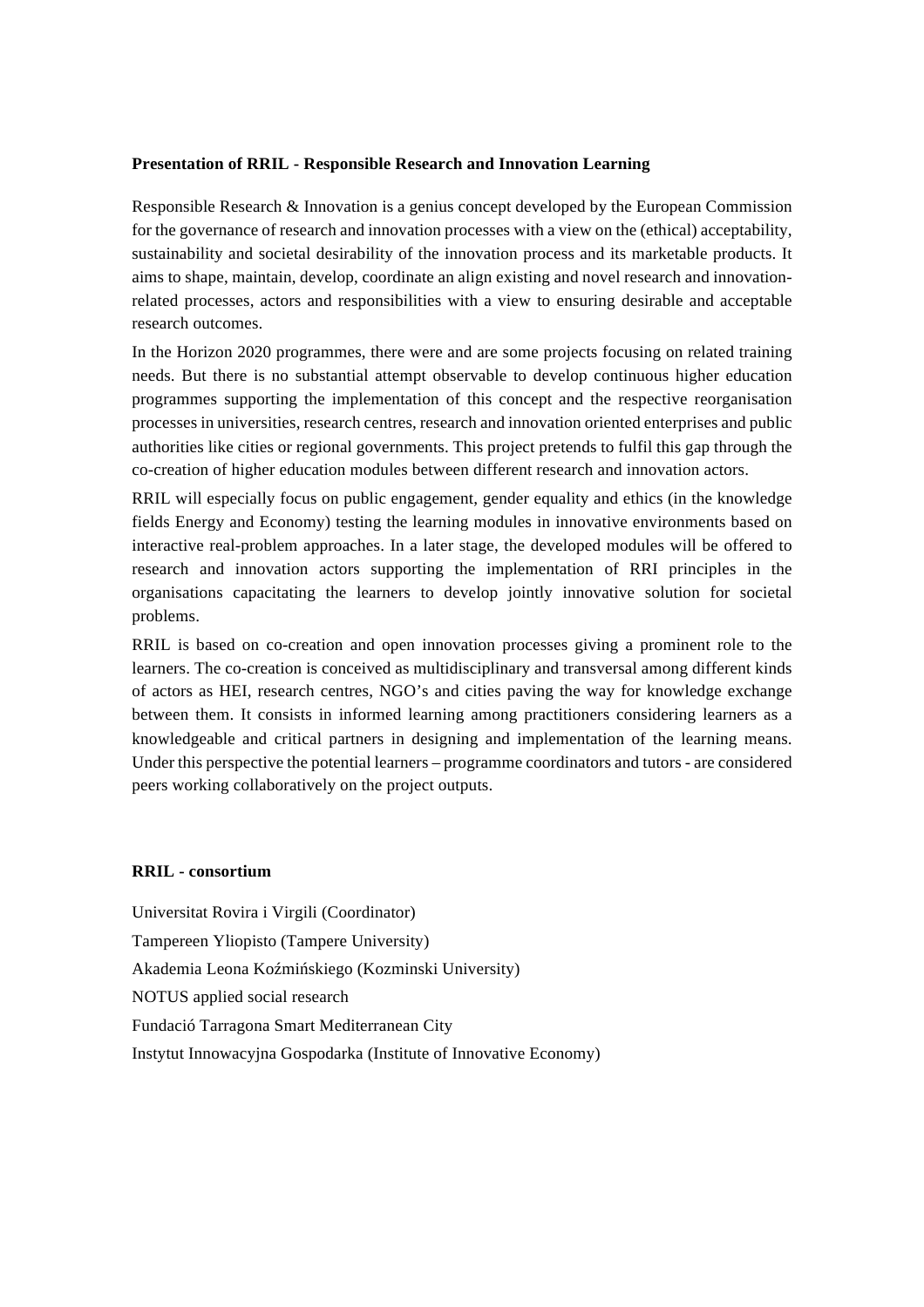**Presentation of RRIL - Responsible Research and Innovation Learning**

Responsible Research & Innovation is a genius concept developed by the European Commission for the governance of research and innovation processes with a view on the (ethical) acceptability, sustainability and societal desirability of the innovation process and its marketable products. It aims to shape, maintain, develop, coordinate an align existing and novel research and innovation-related processes, actors and responsibilities with a view to ensuring desirable and acceptable research outcomes.

In the Horizon 2020 programmes, there were and are some projects focusing on related training needs. But there is no substantial attempt observable to develop continuous higher education programmes supporting the implementation of this concept and the respective reorganisation processes in universities, research centres, research and innovation oriented enterprises and public authorities like cities or regional governments. This project pretends to fulfil this gap through the co-creation of higher education modules between different research and innovation actors.

RRIL will especially focus on public engagement, gender equality and ethics (in the knowledge fields Energy and Economy) testing the learning modules in innovative environments based on interactive real-problem approaches. In a later stage, the developed modules will be offered to research and innovation actors supporting the implementation of RRI principles in the organisations capacitating the learners to develop jointly innovative solution for societal problems.

RRIL is based on co-creation and open innovation processes giving a prominent role to the learners. The co-creation is conceived as multidisciplinary and transversal among different kinds of actors as HEI, research centres, NGO's and cities paving the way for knowledge exchange between them. It consists in informed learning among practitioners considering learners as a knowledgeable and critical partners in designing and implementation of the learning means. Under this perspective the potential learners – programme coordinators and tutors - are considered peers working collaboratively on the project outputs.

**RRIL - consortium**

Universitat Rovira i Virgili (Coordinator)

Tampereen Yliopisto (Tampere University)

Akademia Leona Koźmińskiego (Kozminski University)

NOTUS applied social research

Fundació Tarragona Smart Mediterranean City

Instytut Innowacyjna Gospodarka (Institute of Innovative Economy)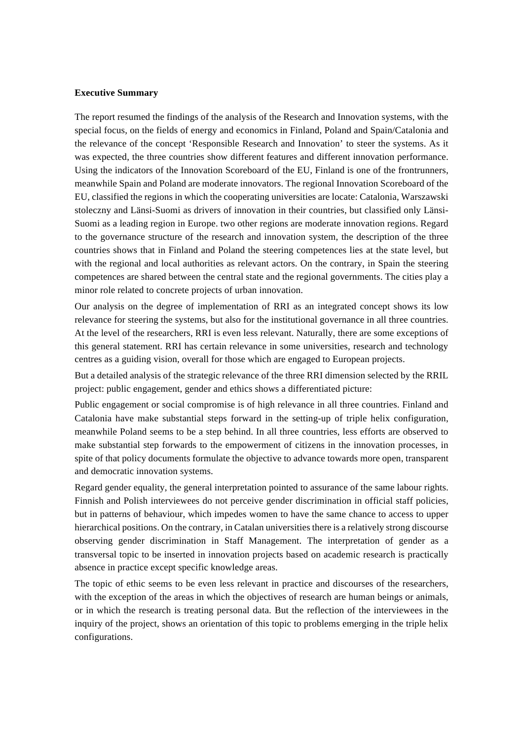**Executive Summary**

The report resumed the findings of the analysis of the Research and Innovation systems, with the special focus, on the fields of energy and economics in Finland, Poland and Spain/Catalonia and the relevance of the concept 'Responsible Research and Innovation' to steer the systems. As it was expected, the three countries show different features and different innovation performance. Using the indicators of the Innovation Scoreboard of the EU, Finland is one of the frontrunners, meanwhile Spain and Poland are moderate innovators. The regional Innovation Scoreboard of the EU, classified the regions in which the cooperating universities are locate: Catalonia, Warszawski stoleczny and Länsi-Suomi as drivers of innovation in their countries, but classified only Länsi-Suomi as a leading region in Europe. two other regions are moderate innovation regions. Regard to the governance structure of the research and innovation system, the description of the three countries shows that in Finland and Poland the steering competences lies at the state level, but with the regional and local authorities as relevant actors. On the contrary, in Spain the steering competences are shared between the central state and the regional governments. The cities play a minor role related to concrete projects of urban innovation.

Our analysis on the degree of implementation of RRI as an integrated concept shows its low relevance for steering the systems, but also for the institutional governance in all three countries. At the level of the researchers, RRI is even less relevant. Naturally, there are some exceptions of this general statement. RRI has certain relevance in some universities, research and technology centres as a guiding vision, overall for those which are engaged to European projects.

But a detailed analysis of the strategic relevance of the three RRI dimension selected by the RRIL project: public engagement, gender and ethics shows a differentiated picture:

Public engagement or social compromise is of high relevance in all three countries. Finland and Catalonia have make substantial steps forward in the setting-up of triple helix configuration, meanwhile Poland seems to be a step behind. In all three countries, less efforts are observed to make substantial step forwards to the empowerment of citizens in the innovation processes, in spite of that policy documents formulate the objective to advance towards more open, transparent and democratic innovation systems.

Regard gender equality, the general interpretation pointed to assurance of the same labour rights. Finnish and Polish interviewees do not perceive gender discrimination in official staff policies, but in patterns of behaviour, which impedes women to have the same chance to access to upper hierarchical positions. On the contrary, in Catalan universities there is a relatively strong discourse observing gender discrimination in Staff Management. The interpretation of gender as a transversal topic to be inserted in innovation projects based on academic research is practically absence in practice except specific knowledge areas.

The topic of ethic seems to be even less relevant in practice and discourses of the researchers, with the exception of the areas in which the objectives of research are human beings or animals, or in which the research is treating personal data. But the reflection of the interviewees in the inquiry of the project, shows an orientation of this topic to problems emerging in the triple helix configurations.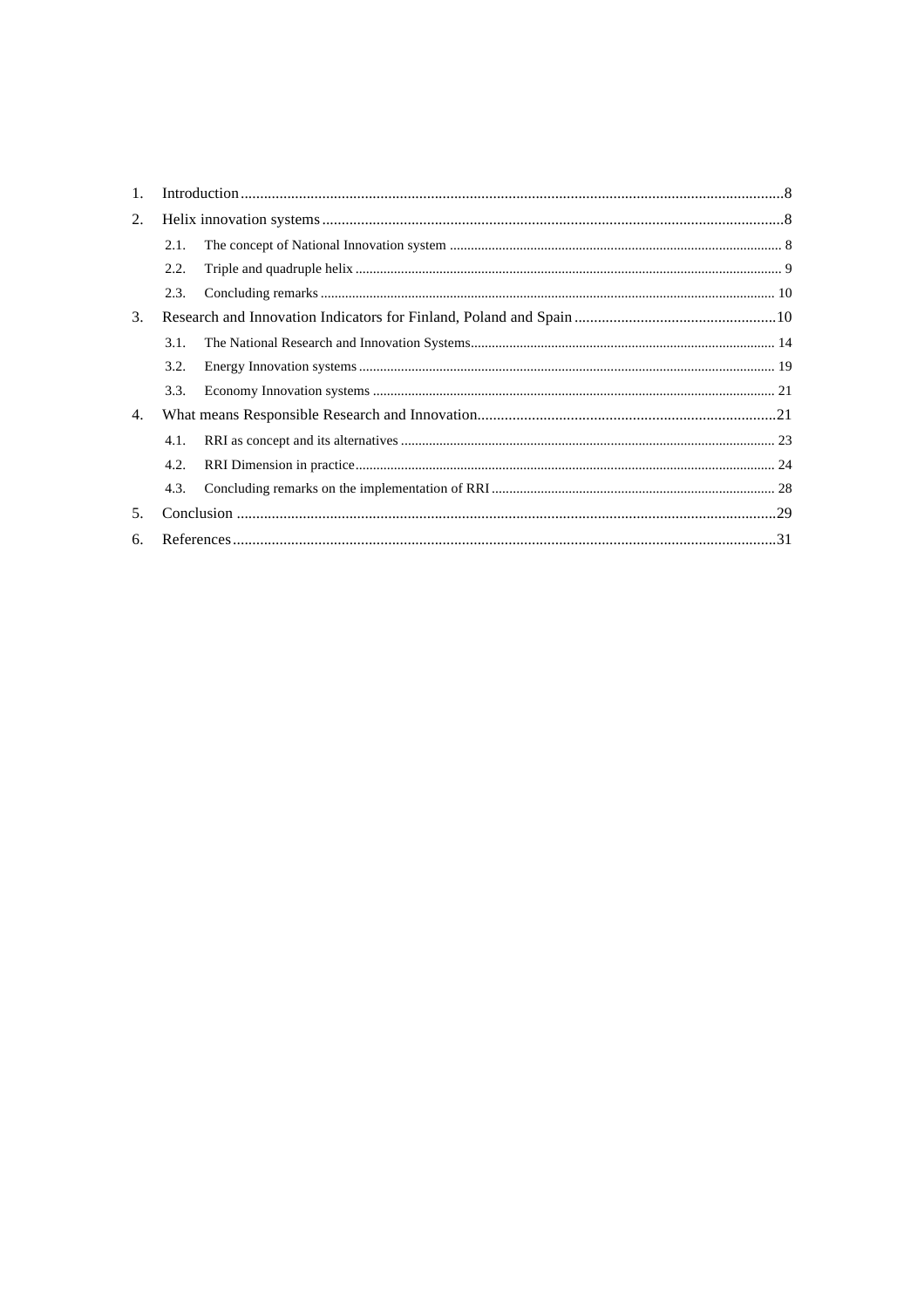1. Introduction .....8
2. Helix innovation systems .....8
   - 2.1. The concept of National Innovation system ..... 8
   - 2.2. Triple and quadruple helix ..... 9
   - 2.3. Concluding remarks ..... 10
3. Research and Innovation Indicators for Finland, Poland and Spain .....10
   - 3.1. The National Research and Innovation Systems..... 14
   - 3.2. Energy Innovation systems ..... 19
   - 3.3. Economy Innovation systems ..... 21
4. What means Responsible Research and Innovation.....21
   - 4.1. RRI as concept and its alternatives ..... 23
   - 4.2. RRI Dimension in practice..... 24
   - 4.3. Concluding remarks on the implementation of RRI ..... 28
5. Conclusion .....29
6. References.....31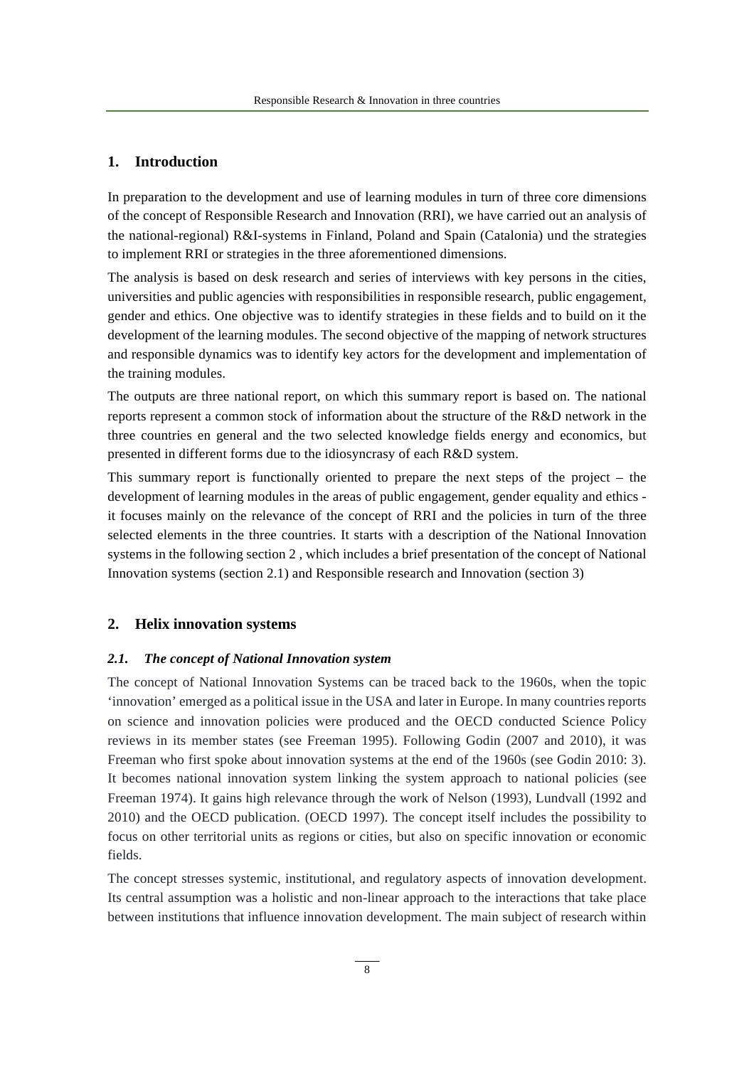## 1. Introduction

In preparation to the development and use of learning modules in turn of three core dimensions of the concept of Responsible Research and Innovation (RRI), we have carried out an analysis of the national-regional) R&I-systems in Finland, Poland and Spain (Catalonia) und the strategies to implement RRI or strategies in the three aforementioned dimensions.

The analysis is based on desk research and series of interviews with key persons in the cities, universities and public agencies with responsibilities in responsible research, public engagement, gender and ethics. One objective was to identify strategies in these fields and to build on it the development of the learning modules. The second objective of the mapping of network structures and responsible dynamics was to identify key actors for the development and implementation of the training modules.

The outputs are three national report, on which this summary report is based on. The national reports represent a common stock of information about the structure of the R&D network in the three countries en general and the two selected knowledge fields energy and economics, but presented in different forms due to the idiosyncrasy of each R&D system.

This summary report is functionally oriented to prepare the next steps of the project – the development of learning modules in the areas of public engagement, gender equality and ethics - it focuses mainly on the relevance of the concept of RRI and the policies in turn of the three selected elements in the three countries. It starts with a description of the National Innovation systems in the following section 2 , which includes a brief presentation of the concept of National Innovation systems (section 2.1) and Responsible research and Innovation (section 3)

## 2. Helix innovation systems

### *2.1. The concept of National Innovation system*

The concept of National Innovation Systems can be traced back to the 1960s, when the topic 'innovation' emerged as a political issue in the USA and later in Europe. In many countries reports on science and innovation policies were produced and the OECD conducted Science Policy reviews in its member states (see Freeman 1995). Following Godin (2007 and 2010), it was Freeman who first spoke about innovation systems at the end of the 1960s (see Godin 2010: 3). It becomes national innovation system linking the system approach to national policies (see Freeman 1974). It gains high relevance through the work of Nelson (1993), Lundvall (1992 and 2010) and the OECD publication. (OECD 1997). The concept itself includes the possibility to focus on other territorial units as regions or cities, but also on specific innovation or economic fields.

The concept stresses systemic, institutional, and regulatory aspects of innovation development. Its central assumption was a holistic and non-linear approach to the interactions that take place between institutions that influence innovation development. The main subject of research within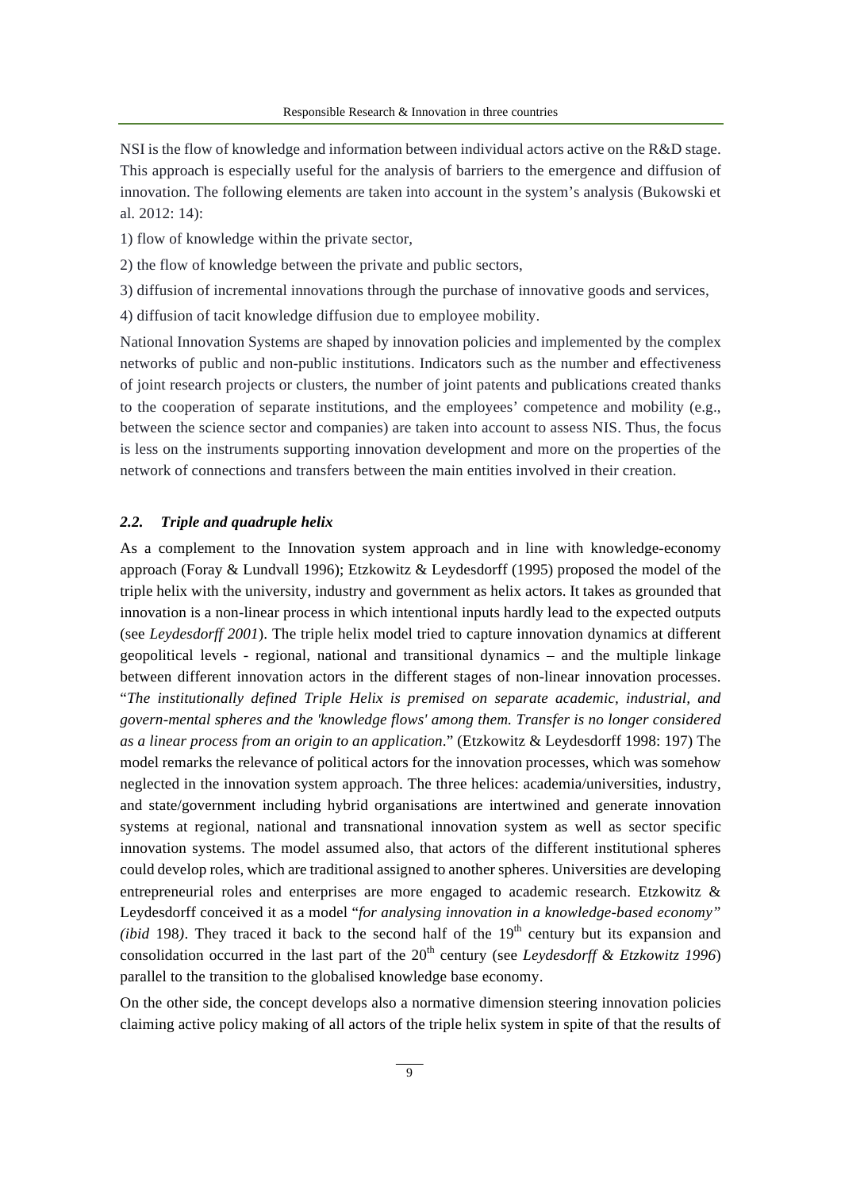NSI is the flow of knowledge and information between individual actors active on the R&D stage. This approach is especially useful for the analysis of barriers to the emergence and diffusion of innovation. The following elements are taken into account in the system's analysis (Bukowski et al. 2012: 14):

1) flow of knowledge within the private sector,

2) the flow of knowledge between the private and public sectors,

3) diffusion of incremental innovations through the purchase of innovative goods and services,

4) diffusion of tacit knowledge diffusion due to employee mobility.

National Innovation Systems are shaped by innovation policies and implemented by the complex networks of public and non-public institutions. Indicators such as the number and effectiveness of joint research projects or clusters, the number of joint patents and publications created thanks to the cooperation of separate institutions, and the employees' competence and mobility (e.g., between the science sector and companies) are taken into account to assess NIS. Thus, the focus is less on the instruments supporting innovation development and more on the properties of the network of connections and transfers between the main entities involved in their creation.

### *2.2. Triple and quadruple helix*

As a complement to the Innovation system approach and in line with knowledge-economy approach (Foray & Lundvall 1996); Etzkowitz & Leydesdorff (1995) proposed the model of the triple helix with the university, industry and government as helix actors. It takes as grounded that innovation is a non-linear process in which intentional inputs hardly lead to the expected outputs (see *Leydesdorff 2001*). The triple helix model tried to capture innovation dynamics at different geopolitical levels - regional, national and transitional dynamics – and the multiple linkage between different innovation actors in the different stages of non-linear innovation processes. "*The institutionally defined Triple Helix is premised on separate academic, industrial, and govern-mental spheres and the 'knowledge flows' among them. Transfer is no longer considered as a linear process from an origin to an application*." (Etzkowitz & Leydesdorff 1998: 197) The model remarks the relevance of political actors for the innovation processes, which was somehow neglected in the innovation system approach. The three helices: academia/universities, industry, and state/government including hybrid organisations are intertwined and generate innovation systems at regional, national and transnational innovation system as well as sector specific innovation systems. The model assumed also, that actors of the different institutional spheres could develop roles, which are traditional assigned to another spheres. Universities are developing entrepreneurial roles and enterprises are more engaged to academic research. Etzkowitz & Leydesdorff conceived it as a model "*for analysing innovation in a knowledge-based economy" (ibid* 198*)*. They traced it back to the second half of the 19th century but its expansion and consolidation occurred in the last part of the 20th century (see *Leydesdorff & Etzkowitz 1996*) parallel to the transition to the globalised knowledge base economy.

On the other side, the concept develops also a normative dimension steering innovation policies claiming active policy making of all actors of the triple helix system in spite of that the results of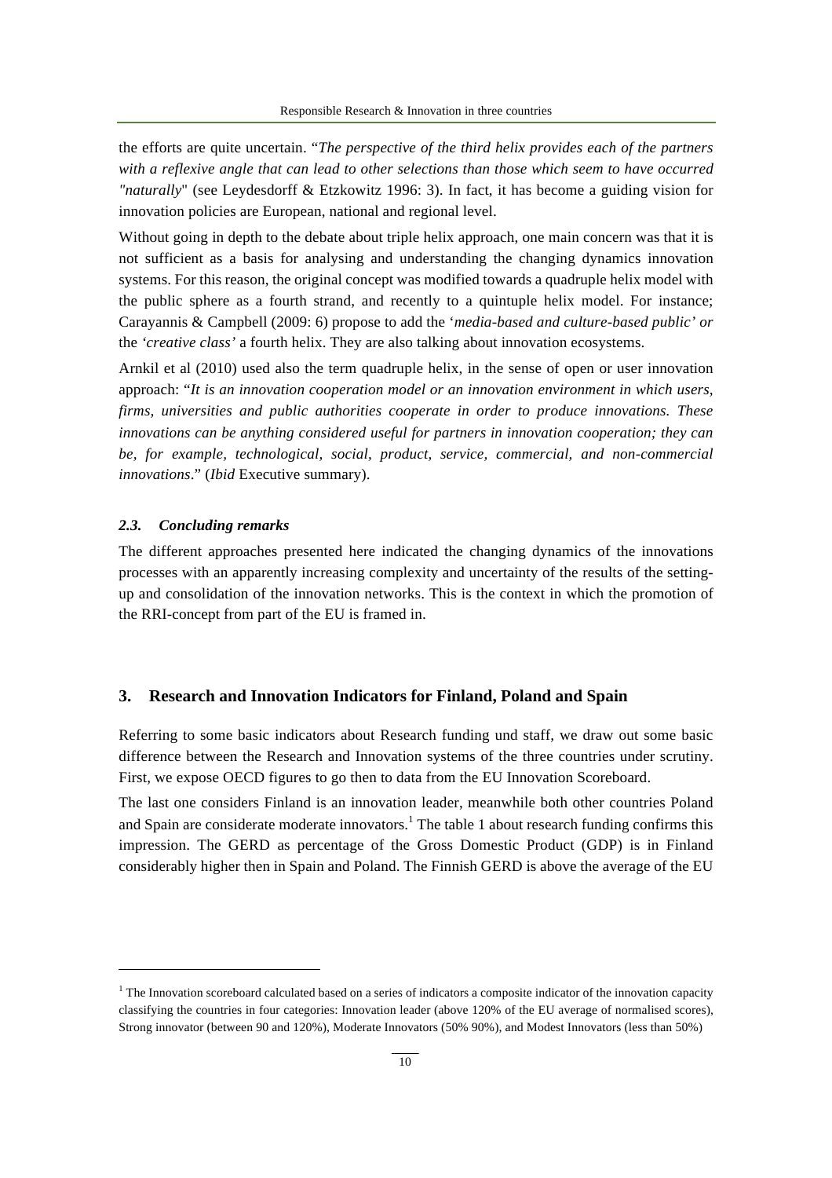the efforts are quite uncertain. "*The perspective of the third helix provides each of the partners with a reflexive angle that can lead to other selections than those which seem to have occurred "naturally*" (see Leydesdorff & Etzkowitz 1996: 3). In fact, it has become a guiding vision for innovation policies are European, national and regional level.

Without going in depth to the debate about triple helix approach, one main concern was that it is not sufficient as a basis for analysing and understanding the changing dynamics innovation systems. For this reason, the original concept was modified towards a quadruple helix model with the public sphere as a fourth strand, and recently to a quintuple helix model. For instance; Carayannis & Campbell (2009: 6) propose to add the '*media-based and culture-based public' or* the *'creative class'* a fourth helix. They are also talking about innovation ecosystems.

Arnkil et al (2010) used also the term quadruple helix, in the sense of open or user innovation approach: "*It is an innovation cooperation model or an innovation environment in which users, firms, universities and public authorities cooperate in order to produce innovations. These innovations can be anything considered useful for partners in innovation cooperation; they can be, for example, technological, social, product, service, commercial, and non-commercial innovations*." (*Ibid* Executive summary).

### *2.3. Concluding remarks*

The different approaches presented here indicated the changing dynamics of the innovations processes with an apparently increasing complexity and uncertainty of the results of the setting-up and consolidation of the innovation networks. This is the context in which the promotion of the RRI-concept from part of the EU is framed in.

## 3. Research and Innovation Indicators for Finland, Poland and Spain

Referring to some basic indicators about Research funding und staff, we draw out some basic difference between the Research and Innovation systems of the three countries under scrutiny. First, we expose OECD figures to go then to data from the EU Innovation Scoreboard.

The last one considers Finland is an innovation leader, meanwhile both other countries Poland and Spain are considerate moderate innovators.[1] The table 1 about research funding confirms this impression. The GERD as percentage of the Gross Domestic Product (GDP) is in Finland considerably higher then in Spain and Poland. The Finnish GERD is above the average of the EU

[1] The Innovation scoreboard calculated based on a series of indicators a composite indicator of the innovation capacity classifying the countries in four categories: Innovation leader (above 120% of the EU average of normalised scores), Strong innovator (between 90 and 120%), Moderate Innovators (50% 90%), and Modest Innovators (less than 50%)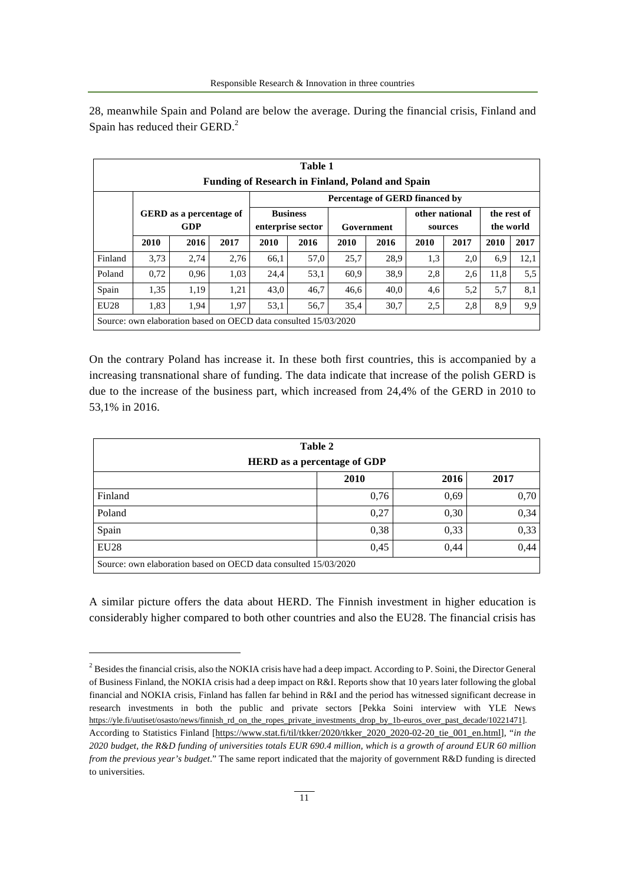28, meanwhile Spain and Poland are below the average. During the financial crisis, Finland and Spain has reduced their GERD.[2]

| Table 1 | | | | | | | | | | | |
|---|---|---|---|---|---|---|---|---|---|---|---|
| **Funding of Research in Finland, Poland and Spain** | | | | | | | | | | | |
| | | | | **Percentage of GERD financed by** | | | | | | | |
| | **GERD as a percentage of GDP** | | | **Business enterprise sector** | | **Government** | | **other national sources** | | **the rest of the world** | |
| | **2010** | **2016** | **2017** | **2010** | **2016** | **2010** | **2016** | **2010** | **2017** | **2010** | **2017** |
| Finland | 3,73 | 2,74 | 2,76 | 66,1 | 57,0 | 25,7 | 28,9 | 1,3 | 2,0 | 6,9 | 12,1 |
| Poland | 0,72 | 0,96 | 1,03 | 24,4 | 53,1 | 60,9 | 38,9 | 2,8 | 2,6 | 11,8 | 5,5 |
| Spain | 1,35 | 1,19 | 1,21 | 43,0 | 46,7 | 46,6 | 40,0 | 4,6 | 5,2 | 5,7 | 8,1 |
| EU28 | 1,83 | 1,94 | 1,97 | 53,1 | 56,7 | 35,4 | 30,7 | 2,5 | 2,8 | 8,9 | 9,9 |
| Source: own elaboration based on OECD data consulted 15/03/2020 | | | | | | | | | | | |

On the contrary Poland has increase it. In these both first countries, this is accompanied by a increasing transnational share of funding. The data indicate that increase of the polish GERD is due to the increase of the business part, which increased from 24,4% of the GERD in 2010 to 53,1% in 2016.

| Table 2 | | | |
|---|---|---|---|
| **HERD as a percentage of GDP** | | | |
| | **2010** | **2016** | **2017** |
| Finland | 0,76 | 0,69 | 0,70 |
| Poland | 0,27 | 0,30 | 0,34 |
| Spain | 0,38 | 0,33 | 0,33 |
| EU28 | 0,45 | 0,44 | 0,44 |
| Source: own elaboration based on OECD data consulted 15/03/2020 | | | |

A similar picture offers the data about HERD. The Finnish investment in higher education is considerably higher compared to both other countries and also the EU28. The financial crisis has

[2] Besides the financial crisis, also the NOKIA crisis have had a deep impact. According to P. Soini, the Director General of Business Finland, the NOKIA crisis had a deep impact on R&I. Reports show that 10 years later following the global financial and NOKIA crisis, Finland has fallen far behind in R&I and the period has witnessed significant decrease in research investments in both the public and private sectors [Pekka Soini interview with YLE News https://yle.fi/uutiset/osasto/news/finnish_rd_on_the_ropes_private_investments_drop_by_1b-euros_over_past_decade/10221471]. According to Statistics Finland [https://www.stat.fi/til/tkker/2020/tkker_2020_2020-02-20_tie_001_en.html], "*in the 2020 budget, the R&D funding of universities totals EUR 690.4 million, which is a growth of around EUR 60 million from the previous year's budget*." The same report indicated that the majority of government R&D funding is directed to universities.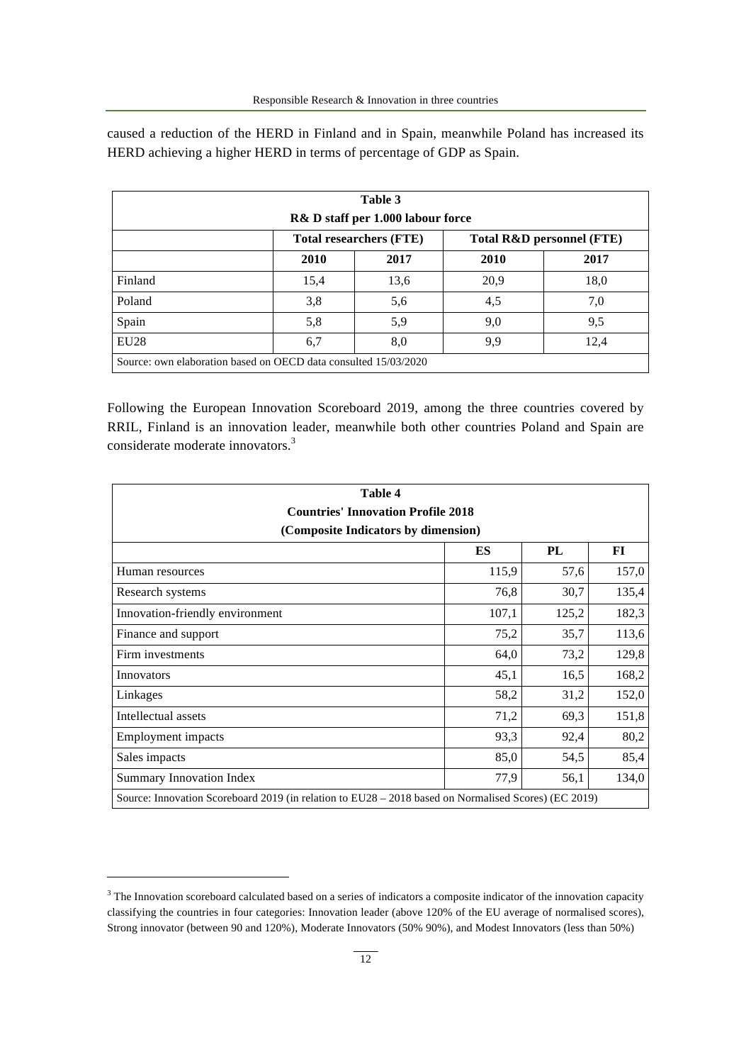caused a reduction of the HERD in Finland and in Spain, meanwhile Poland has increased its HERD achieving a higher HERD in terms of percentage of GDP as Spain.

**Table 3**
**R& D staff per 1.000 labour force**

| | Total researchers (FTE) | | Total R&D personnel (FTE) | |
|---|---|---|---|---|
| | **2010** | **2017** | **2010** | **2017** |
| Finland | 15,4 | 13,6 | 20,9 | 18,0 |
| Poland | 3,8 | 5,6 | 4,5 | 7,0 |
| Spain | 5,8 | 5,9 | 9,0 | 9,5 |
| EU28 | 6,7 | 8,0 | 9,9 | 12,4 |

Source: own elaboration based on OECD data consulted 15/03/2020

Following the European Innovation Scoreboard 2019, among the three countries covered by RRIL, Finland is an innovation leader, meanwhile both other countries Poland and Spain are considerate moderate innovators.[3]

**Table 4**
**Countries' Innovation Profile 2018**
**(Composite Indicators by dimension)**

| | ES | PL | FI |
|---|---|---|---|
| Human resources | 115,9 | 57,6 | 157,0 |
| Research systems | 76,8 | 30,7 | 135,4 |
| Innovation-friendly environment | 107,1 | 125,2 | 182,3 |
| Finance and support | 75,2 | 35,7 | 113,6 |
| Firm investments | 64,0 | 73,2 | 129,8 |
| Innovators | 45,1 | 16,5 | 168,2 |
| Linkages | 58,2 | 31,2 | 152,0 |
| Intellectual assets | 71,2 | 69,3 | 151,8 |
| Employment impacts | 93,3 | 92,4 | 80,2 |
| Sales impacts | 85,0 | 54,5 | 85,4 |
| Summary Innovation Index | 77,9 | 56,1 | 134,0 |

Source: Innovation Scoreboard 2019 (in relation to EU28 – 2018 based on Normalised Scores) (EC 2019)

[3] The Innovation scoreboard calculated based on a series of indicators a composite indicator of the innovation capacity classifying the countries in four categories: Innovation leader (above 120% of the EU average of normalised scores), Strong innovator (between 90 and 120%), Moderate Innovators (50% 90%), and Modest Innovators (less than 50%)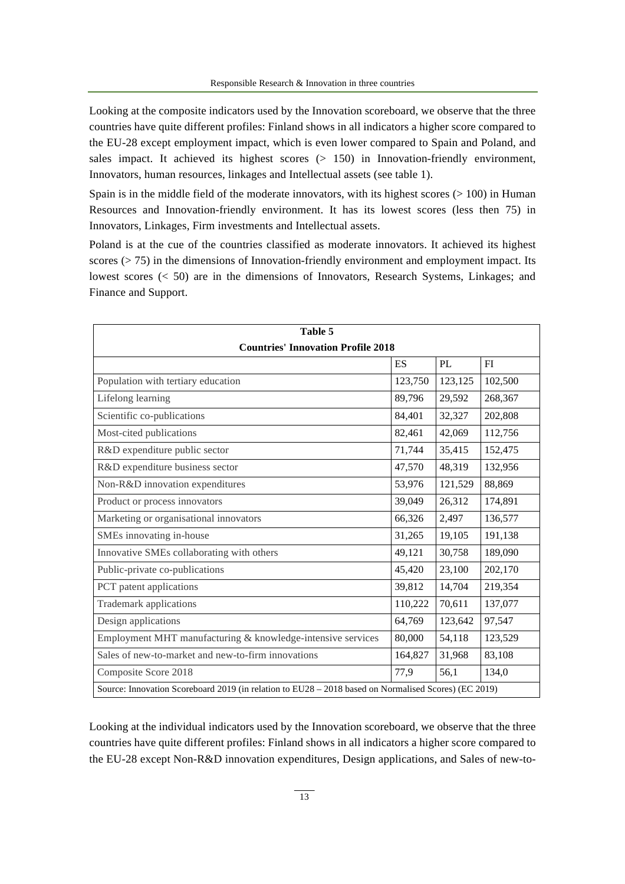Looking at the composite indicators used by the Innovation scoreboard, we observe that the three countries have quite different profiles: Finland shows in all indicators a higher score compared to the EU-28 except employment impact, which is even lower compared to Spain and Poland, and sales impact. It achieved its highest scores (> 150) in Innovation-friendly environment, Innovators, human resources, linkages and Intellectual assets (see table 1).

Spain is in the middle field of the moderate innovators, with its highest scores (> 100) in Human Resources and Innovation-friendly environment. It has its lowest scores (less then 75) in Innovators, Linkages, Firm investments and Intellectual assets.

Poland is at the cue of the countries classified as moderate innovators. It achieved its highest scores (> 75) in the dimensions of Innovation-friendly environment and employment impact. Its lowest scores (< 50) are in the dimensions of Innovators, Research Systems, Linkages; and Finance and Support.

**Table 5**

**Countries' Innovation Profile 2018**

| | ES | PL | FI |
|---|---|---|---|
| Population with tertiary education | 123,750 | 123,125 | 102,500 |
| Lifelong learning | 89,796 | 29,592 | 268,367 |
| Scientific co-publications | 84,401 | 32,327 | 202,808 |
| Most-cited publications | 82,461 | 42,069 | 112,756 |
| R&D expenditure public sector | 71,744 | 35,415 | 152,475 |
| R&D expenditure business sector | 47,570 | 48,319 | 132,956 |
| Non-R&D innovation expenditures | 53,976 | 121,529 | 88,869 |
| Product or process innovators | 39,049 | 26,312 | 174,891 |
| Marketing or organisational innovators | 66,326 | 2,497 | 136,577 |
| SMEs innovating in-house | 31,265 | 19,105 | 191,138 |
| Innovative SMEs collaborating with others | 49,121 | 30,758 | 189,090 |
| Public-private co-publications | 45,420 | 23,100 | 202,170 |
| PCT patent applications | 39,812 | 14,704 | 219,354 |
| Trademark applications | 110,222 | 70,611 | 137,077 |
| Design applications | 64,769 | 123,642 | 97,547 |
| Employment MHT manufacturing & knowledge-intensive services | 80,000 | 54,118 | 123,529 |
| Sales of new-to-market and new-to-firm innovations | 164,827 | 31,968 | 83,108 |
| Composite Score 2018 | 77,9 | 56,1 | 134,0 |

Source: Innovation Scoreboard 2019 (in relation to EU28 – 2018 based on Normalised Scores) (EC 2019)

Looking at the individual indicators used by the Innovation scoreboard, we observe that the three countries have quite different profiles: Finland shows in all indicators a higher score compared to the EU-28 except Non-R&D innovation expenditures, Design applications, and Sales of new-to-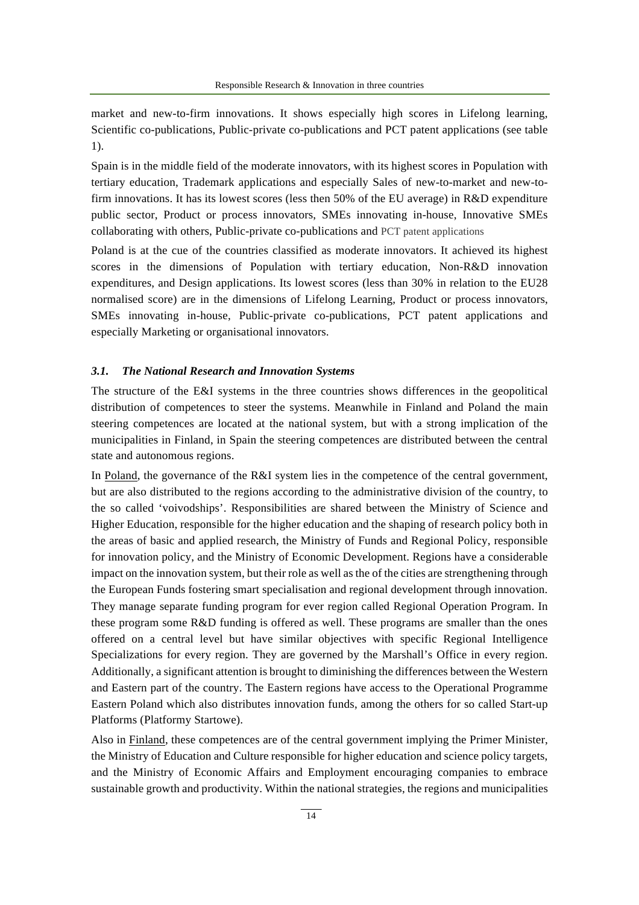market and new-to-firm innovations. It shows especially high scores in Lifelong learning, Scientific co-publications, Public-private co-publications and PCT patent applications (see table 1).

Spain is in the middle field of the moderate innovators, with its highest scores in Population with tertiary education, Trademark applications and especially Sales of new-to-market and new-to-firm innovations. It has its lowest scores (less then 50% of the EU average) in R&D expenditure public sector, Product or process innovators, SMEs innovating in-house, Innovative SMEs collaborating with others, Public-private co-publications and PCT patent applications

Poland is at the cue of the countries classified as moderate innovators. It achieved its highest scores in the dimensions of Population with tertiary education, Non-R&D innovation expenditures, and Design applications. Its lowest scores (less than 30% in relation to the EU28 normalised score) are in the dimensions of Lifelong Learning, Product or process innovators, SMEs innovating in-house, Public-private co-publications, PCT patent applications and especially Marketing or organisational innovators.

### *3.1. The National Research and Innovation Systems*

The structure of the E&I systems in the three countries shows differences in the geopolitical distribution of competences to steer the systems. Meanwhile in Finland and Poland the main steering competences are located at the national system, but with a strong implication of the municipalities in Finland, in Spain the steering competences are distributed between the central state and autonomous regions.

In Poland, the governance of the R&I system lies in the competence of the central government, but are also distributed to the regions according to the administrative division of the country, to the so called 'voivodships'. Responsibilities are shared between the Ministry of Science and Higher Education, responsible for the higher education and the shaping of research policy both in the areas of basic and applied research, the Ministry of Funds and Regional Policy, responsible for innovation policy, and the Ministry of Economic Development. Regions have a considerable impact on the innovation system, but their role as well as the of the cities are strengthening through the European Funds fostering smart specialisation and regional development through innovation. They manage separate funding program for ever region called Regional Operation Program. In these program some R&D funding is offered as well. These programs are smaller than the ones offered on a central level but have similar objectives with specific Regional Intelligence Specializations for every region. They are governed by the Marshall's Office in every region. Additionally, a significant attention is brought to diminishing the differences between the Western and Eastern part of the country. The Eastern regions have access to the Operational Programme Eastern Poland which also distributes innovation funds, among the others for so called Start-up Platforms (Platformy Startowe).

Also in Finland, these competences are of the central government implying the Primer Minister, the Ministry of Education and Culture responsible for higher education and science policy targets, and the Ministry of Economic Affairs and Employment encouraging companies to embrace sustainable growth and productivity. Within the national strategies, the regions and municipalities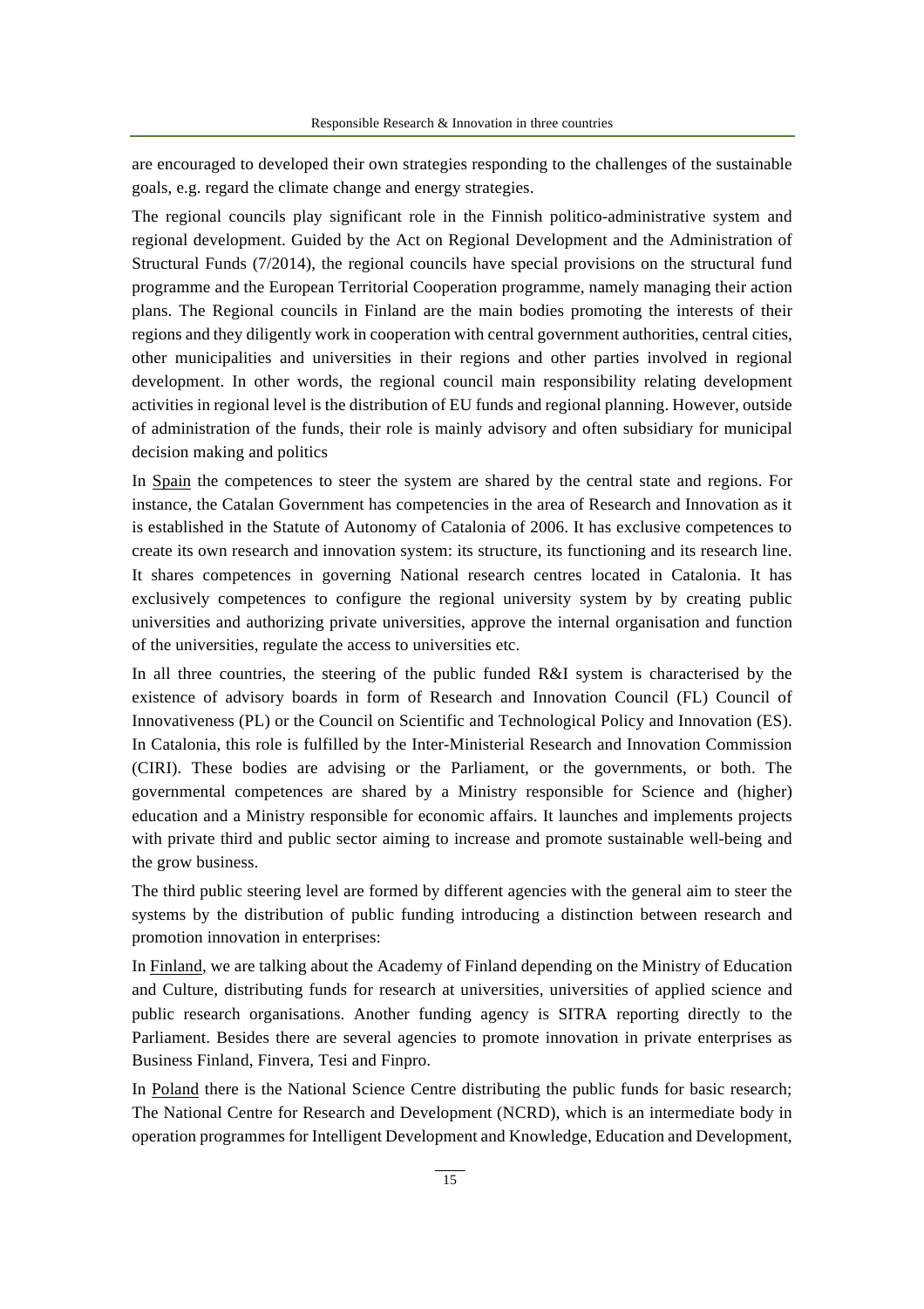are encouraged to developed their own strategies responding to the challenges of the sustainable goals, e.g. regard the climate change and energy strategies.

The regional councils play significant role in the Finnish politico-administrative system and regional development. Guided by the Act on Regional Development and the Administration of Structural Funds (7/2014), the regional councils have special provisions on the structural fund programme and the European Territorial Cooperation programme, namely managing their action plans. The Regional councils in Finland are the main bodies promoting the interests of their regions and they diligently work in cooperation with central government authorities, central cities, other municipalities and universities in their regions and other parties involved in regional development. In other words, the regional council main responsibility relating development activities in regional level is the distribution of EU funds and regional planning. However, outside of administration of the funds, their role is mainly advisory and often subsidiary for municipal decision making and politics

In Spain the competences to steer the system are shared by the central state and regions. For instance, the Catalan Government has competencies in the area of Research and Innovation as it is established in the Statute of Autonomy of Catalonia of 2006. It has exclusive competences to create its own research and innovation system: its structure, its functioning and its research line. It shares competences in governing National research centres located in Catalonia. It has exclusively competences to configure the regional university system by by creating public universities and authorizing private universities, approve the internal organisation and function of the universities, regulate the access to universities etc.

In all three countries, the steering of the public funded R&I system is characterised by the existence of advisory boards in form of Research and Innovation Council (FL) Council of Innovativeness (PL) or the Council on Scientific and Technological Policy and Innovation (ES). In Catalonia, this role is fulfilled by the Inter-Ministerial Research and Innovation Commission (CIRI). These bodies are advising or the Parliament, or the governments, or both. The governmental competences are shared by a Ministry responsible for Science and (higher) education and a Ministry responsible for economic affairs. It launches and implements projects with private third and public sector aiming to increase and promote sustainable well-being and the grow business.

The third public steering level are formed by different agencies with the general aim to steer the systems by the distribution of public funding introducing a distinction between research and promotion innovation in enterprises:

In Finland, we are talking about the Academy of Finland depending on the Ministry of Education and Culture, distributing funds for research at universities, universities of applied science and public research organisations. Another funding agency is SITRA reporting directly to the Parliament. Besides there are several agencies to promote innovation in private enterprises as Business Finland, Finvera, Tesi and Finpro.

In Poland there is the National Science Centre distributing the public funds for basic research; The National Centre for Research and Development (NCRD), which is an intermediate body in operation programmes for Intelligent Development and Knowledge, Education and Development,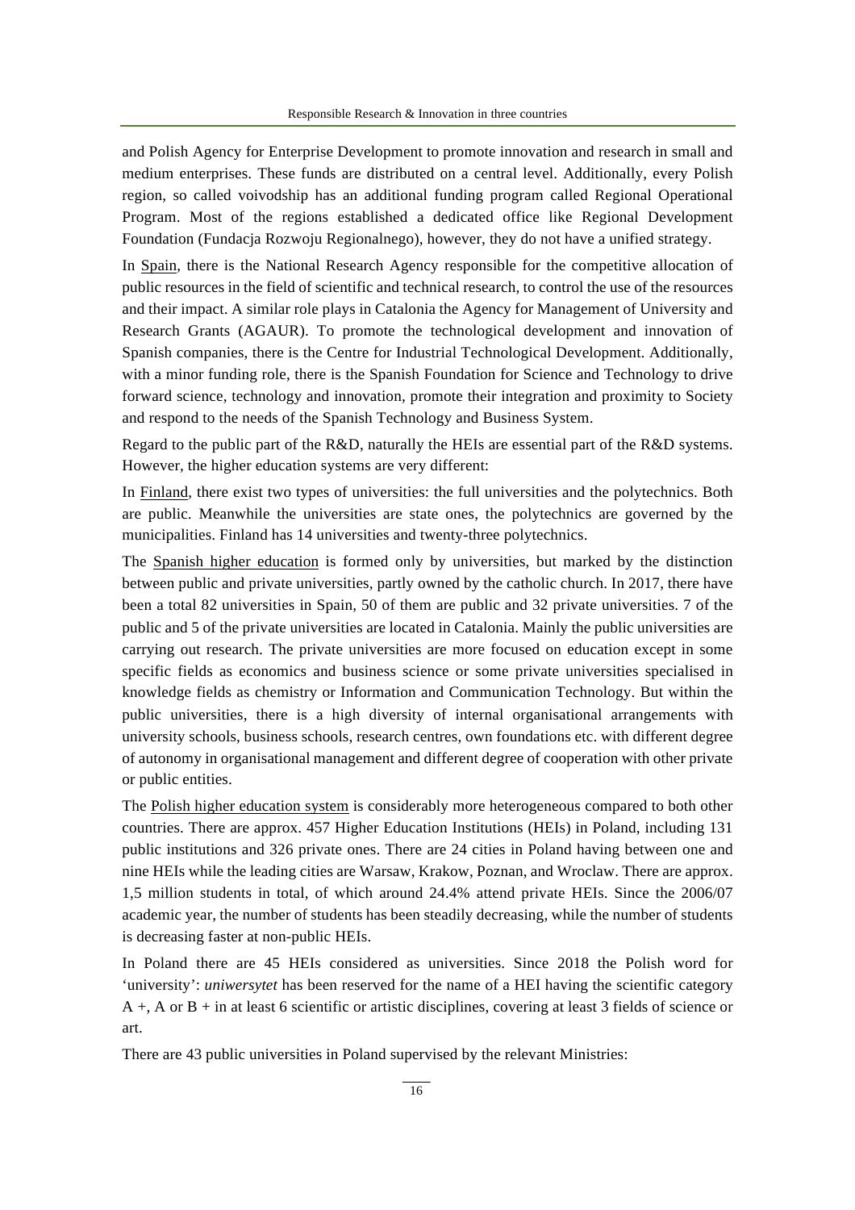and Polish Agency for Enterprise Development to promote innovation and research in small and medium enterprises. These funds are distributed on a central level. Additionally, every Polish region, so called voivodship has an additional funding program called Regional Operational Program. Most of the regions established a dedicated office like Regional Development Foundation (Fundacja Rozwoju Regionalnego), however, they do not have a unified strategy.

In Spain, there is the National Research Agency responsible for the competitive allocation of public resources in the field of scientific and technical research, to control the use of the resources and their impact. A similar role plays in Catalonia the Agency for Management of University and Research Grants (AGAUR). To promote the technological development and innovation of Spanish companies, there is the Centre for Industrial Technological Development. Additionally, with a minor funding role, there is the Spanish Foundation for Science and Technology to drive forward science, technology and innovation, promote their integration and proximity to Society and respond to the needs of the Spanish Technology and Business System.

Regard to the public part of the R&D, naturally the HEIs are essential part of the R&D systems. However, the higher education systems are very different:

In Finland, there exist two types of universities: the full universities and the polytechnics. Both are public. Meanwhile the universities are state ones, the polytechnics are governed by the municipalities. Finland has 14 universities and twenty-three polytechnics.

The Spanish higher education is formed only by universities, but marked by the distinction between public and private universities, partly owned by the catholic church. In 2017, there have been a total 82 universities in Spain, 50 of them are public and 32 private universities. 7 of the public and 5 of the private universities are located in Catalonia. Mainly the public universities are carrying out research. The private universities are more focused on education except in some specific fields as economics and business science or some private universities specialised in knowledge fields as chemistry or Information and Communication Technology. But within the public universities, there is a high diversity of internal organisational arrangements with university schools, business schools, research centres, own foundations etc. with different degree of autonomy in organisational management and different degree of cooperation with other private or public entities.

The Polish higher education system is considerably more heterogeneous compared to both other countries. There are approx. 457 Higher Education Institutions (HEIs) in Poland, including 131 public institutions and 326 private ones. There are 24 cities in Poland having between one and nine HEIs while the leading cities are Warsaw, Krakow, Poznan, and Wroclaw. There are approx. 1,5 million students in total, of which around 24.4% attend private HEIs. Since the 2006/07 academic year, the number of students has been steadily decreasing, while the number of students is decreasing faster at non-public HEIs.

In Poland there are 45 HEIs considered as universities. Since 2018 the Polish word for 'university': *uniwersytet* has been reserved for the name of a HEI having the scientific category A +, A or B + in at least 6 scientific or artistic disciplines, covering at least 3 fields of science or art.

There are 43 public universities in Poland supervised by the relevant Ministries: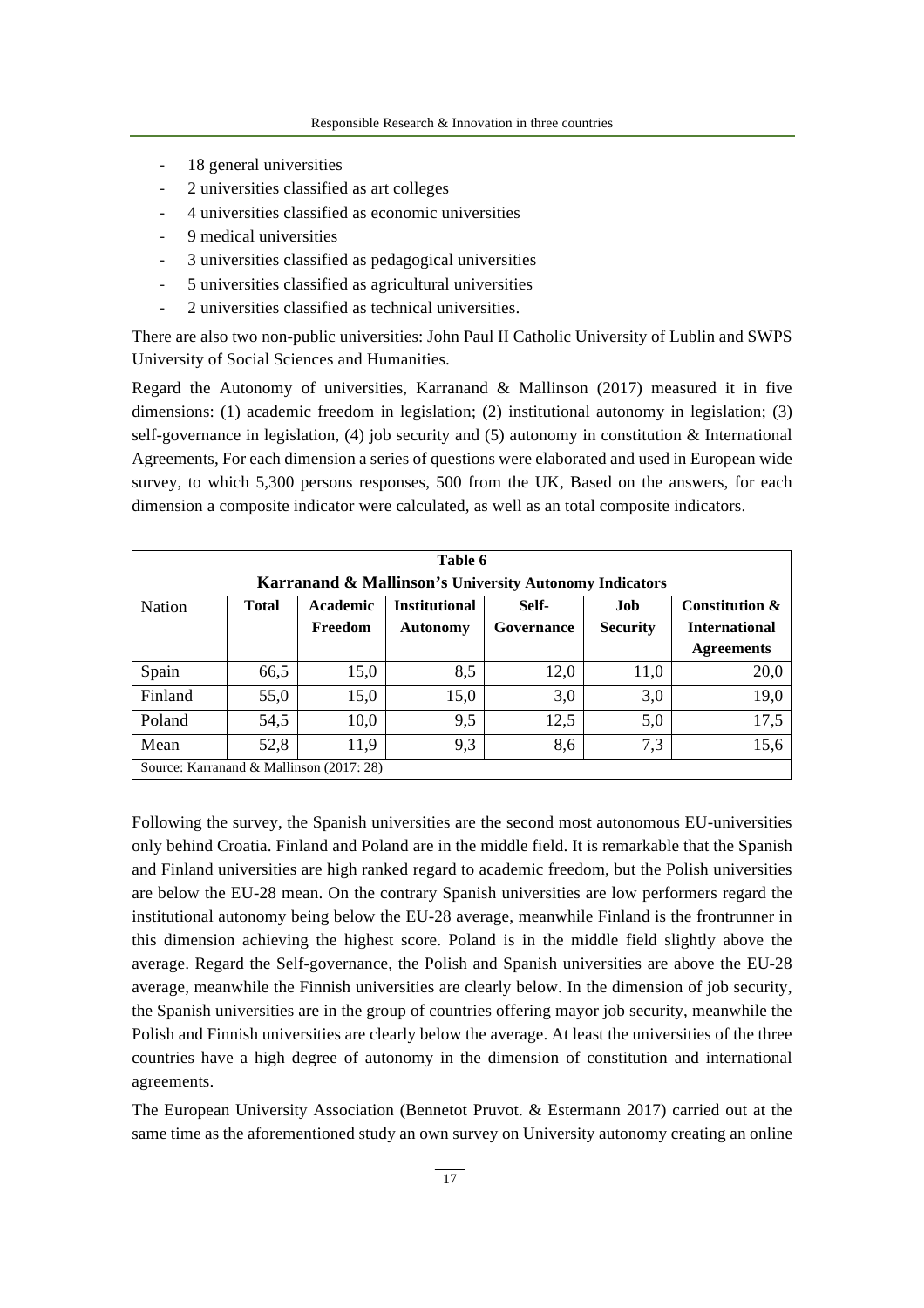- 18 general universities
- 2 universities classified as art colleges
- 4 universities classified as economic universities
- 9 medical universities
- 3 universities classified as pedagogical universities
- 5 universities classified as agricultural universities
- 2 universities classified as technical universities.

There are also two non-public universities: John Paul II Catholic University of Lublin and SWPS University of Social Sciences and Humanities.

Regard the Autonomy of universities, Karranand & Mallinson (2017) measured it in five dimensions: (1) academic freedom in legislation; (2) institutional autonomy in legislation; (3) self-governance in legislation, (4) job security and (5) autonomy in constitution & International Agreements, For each dimension a series of questions were elaborated and used in European wide survey, to which 5,300 persons responses, 500 from the UK, Based on the answers, for each dimension a composite indicator were calculated, as well as an total composite indicators.

**Table 6**

**Karranand & Mallinson's University Autonomy Indicators**

| Nation | Total | Academic Freedom | Institutional Autonomy | Self-Governance | Job Security | Constitution & International Agreements |
|---|---|---|---|---|---|---|
| Spain | 66,5 | 15,0 | 8,5 | 12,0 | 11,0 | 20,0 |
| Finland | 55,0 | 15,0 | 15,0 | 3,0 | 3,0 | 19,0 |
| Poland | 54,5 | 10,0 | 9,5 | 12,5 | 5,0 | 17,5 |
| Mean | 52,8 | 11,9 | 9,3 | 8,6 | 7,3 | 15,6 |

Source: Karranand & Mallinson (2017: 28)

Following the survey, the Spanish universities are the second most autonomous EU-universities only behind Croatia. Finland and Poland are in the middle field. It is remarkable that the Spanish and Finland universities are high ranked regard to academic freedom, but the Polish universities are below the EU-28 mean. On the contrary Spanish universities are low performers regard the institutional autonomy being below the EU-28 average, meanwhile Finland is the frontrunner in this dimension achieving the highest score. Poland is in the middle field slightly above the average. Regard the Self-governance, the Polish and Spanish universities are above the EU-28 average, meanwhile the Finnish universities are clearly below. In the dimension of job security, the Spanish universities are in the group of countries offering mayor job security, meanwhile the Polish and Finnish universities are clearly below the average. At least the universities of the three countries have a high degree of autonomy in the dimension of constitution and international agreements.

The European University Association (Bennetot Pruvot. & Estermann 2017) carried out at the same time as the aforementioned study an own survey on University autonomy creating an online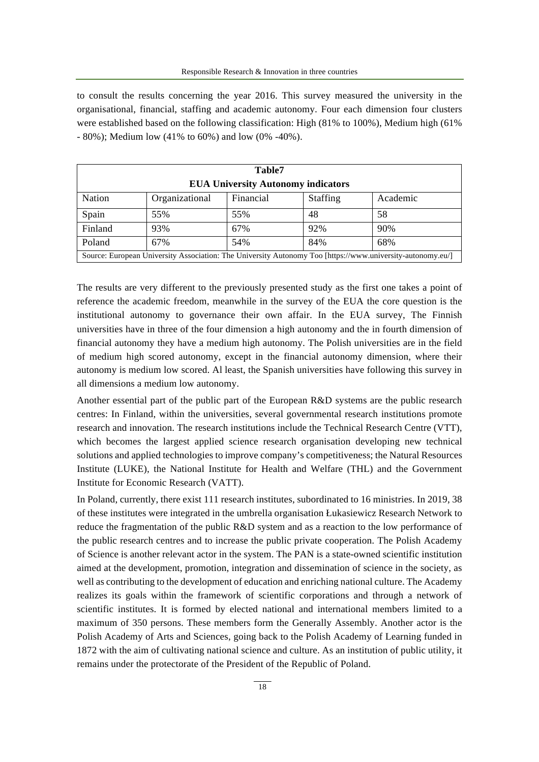to consult the results concerning the year 2016. This survey measured the university in the organisational, financial, staffing and academic autonomy. Four each dimension four clusters were established based on the following classification: High (81% to 100%), Medium high (61% - 80%); Medium low (41% to 60%) and low (0% -40%).

**Table7**

**EUA University Autonomy indicators**

| Nation | Organizational | Financial | Staffing | Academic |
|---|---|---|---|---|
| Spain | 55% | 55% | 48 | 58 |
| Finland | 93% | 67% | 92% | 90% |
| Poland | 67% | 54% | 84% | 68% |

Source: European University Association: The University Autonomy Too [https://www.university-autonomy.eu/]

The results are very different to the previously presented study as the first one takes a point of reference the academic freedom, meanwhile in the survey of the EUA the core question is the institutional autonomy to governance their own affair. In the EUA survey, The Finnish universities have in three of the four dimension a high autonomy and the in fourth dimension of financial autonomy they have a medium high autonomy. The Polish universities are in the field of medium high scored autonomy, except in the financial autonomy dimension, where their autonomy is medium low scored. Al least, the Spanish universities have following this survey in all dimensions a medium low autonomy.

Another essential part of the public part of the European R&D systems are the public research centres: In Finland, within the universities, several governmental research institutions promote research and innovation. The research institutions include the Technical Research Centre (VTT), which becomes the largest applied science research organisation developing new technical solutions and applied technologies to improve company's competitiveness; the Natural Resources Institute (LUKE), the National Institute for Health and Welfare (THL) and the Government Institute for Economic Research (VATT).

In Poland, currently, there exist 111 research institutes, subordinated to 16 ministries. In 2019, 38 of these institutes were integrated in the umbrella organisation Łukasiewicz Research Network to reduce the fragmentation of the public R&D system and as a reaction to the low performance of the public research centres and to increase the public private cooperation. The Polish Academy of Science is another relevant actor in the system. The PAN is a state-owned scientific institution aimed at the development, promotion, integration and dissemination of science in the society, as well as contributing to the development of education and enriching national culture. The Academy realizes its goals within the framework of scientific corporations and through a network of scientific institutes. It is formed by elected national and international members limited to a maximum of 350 persons. These members form the Generally Assembly. Another actor is the Polish Academy of Arts and Sciences, going back to the Polish Academy of Learning funded in 1872 with the aim of cultivating national science and culture. As an institution of public utility, it remains under the protectorate of the President of the Republic of Poland.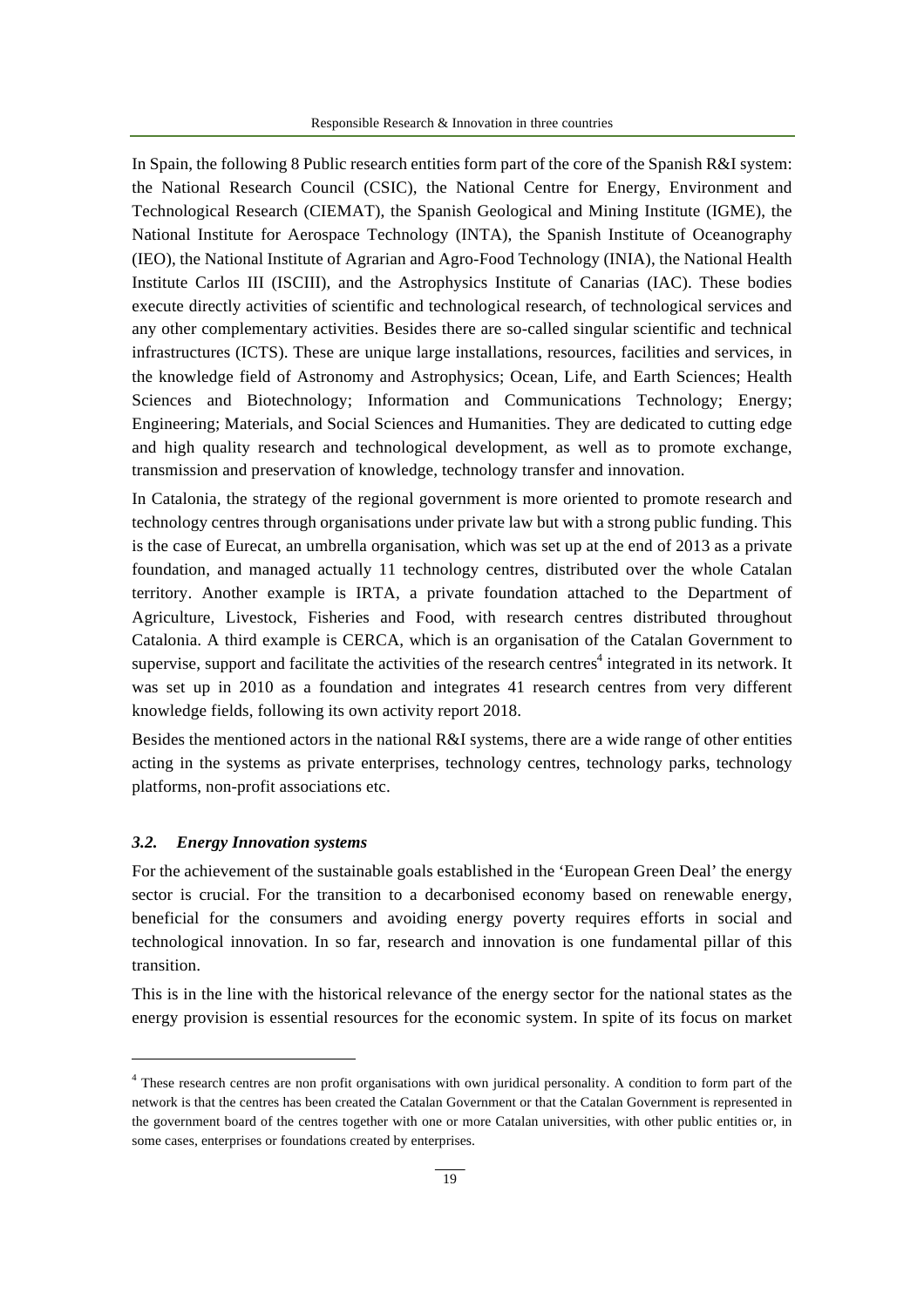In Spain, the following 8 Public research entities form part of the core of the Spanish R&I system: the National Research Council (CSIC), the National Centre for Energy, Environment and Technological Research (CIEMAT), the Spanish Geological and Mining Institute (IGME), the National Institute for Aerospace Technology (INTA), the Spanish Institute of Oceanography (IEO), the National Institute of Agrarian and Agro-Food Technology (INIA), the National Health Institute Carlos III (ISCIII), and the Astrophysics Institute of Canarias (IAC). These bodies execute directly activities of scientific and technological research, of technological services and any other complementary activities. Besides there are so-called singular scientific and technical infrastructures (ICTS). These are unique large installations, resources, facilities and services, in the knowledge field of Astronomy and Astrophysics; Ocean, Life, and Earth Sciences; Health Sciences and Biotechnology; Information and Communications Technology; Energy; Engineering; Materials, and Social Sciences and Humanities. They are dedicated to cutting edge and high quality research and technological development, as well as to promote exchange, transmission and preservation of knowledge, technology transfer and innovation.

In Catalonia, the strategy of the regional government is more oriented to promote research and technology centres through organisations under private law but with a strong public funding. This is the case of Eurecat, an umbrella organisation, which was set up at the end of 2013 as a private foundation, and managed actually 11 technology centres, distributed over the whole Catalan territory. Another example is IRTA, a private foundation attached to the Department of Agriculture, Livestock, Fisheries and Food, with research centres distributed throughout Catalonia. A third example is CERCA, which is an organisation of the Catalan Government to supervise, support and facilitate the activities of the research centres[4] integrated in its network. It was set up in 2010 as a foundation and integrates 41 research centres from very different knowledge fields, following its own activity report 2018.

Besides the mentioned actors in the national R&I systems, there are a wide range of other entities acting in the systems as private enterprises, technology centres, technology parks, technology platforms, non-profit associations etc.

### *3.2. Energy Innovation systems*

For the achievement of the sustainable goals established in the 'European Green Deal' the energy sector is crucial. For the transition to a decarbonised economy based on renewable energy, beneficial for the consumers and avoiding energy poverty requires efforts in social and technological innovation. In so far, research and innovation is one fundamental pillar of this transition.

This is in the line with the historical relevance of the energy sector for the national states as the energy provision is essential resources for the economic system. In spite of its focus on market

[4] These research centres are non profit organisations with own juridical personality. A condition to form part of the network is that the centres has been created the Catalan Government or that the Catalan Government is represented in the government board of the centres together with one or more Catalan universities, with other public entities or, in some cases, enterprises or foundations created by enterprises.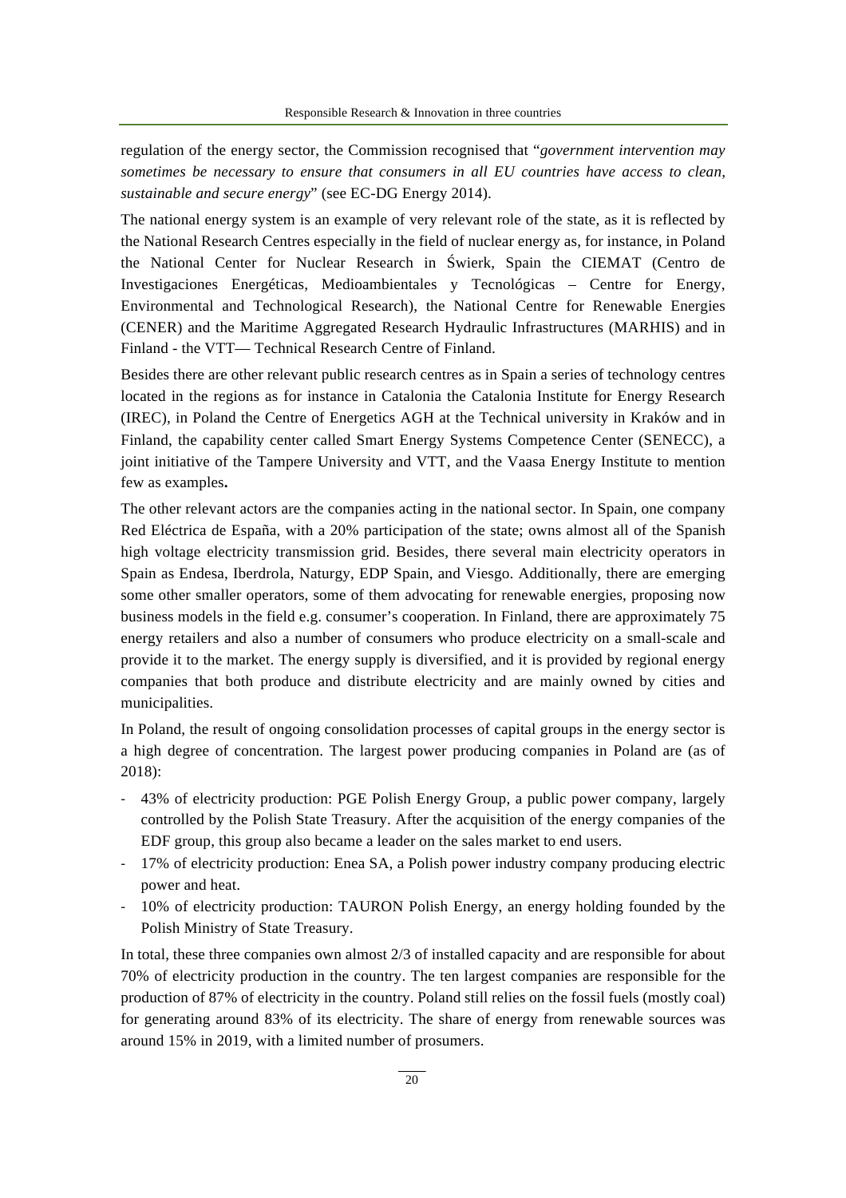regulation of the energy sector, the Commission recognised that "*government intervention may sometimes be necessary to ensure that consumers in all EU countries have access to clean, sustainable and secure energy*" (see EC-DG Energy 2014).

The national energy system is an example of very relevant role of the state, as it is reflected by the National Research Centres especially in the field of nuclear energy as, for instance, in Poland the National Center for Nuclear Research in Świerk, Spain the CIEMAT (Centro de Investigaciones Energéticas, Medioambientales y Tecnológicas – Centre for Energy, Environmental and Technological Research), the National Centre for Renewable Energies (CENER) and the Maritime Aggregated Research Hydraulic Infrastructures (MARHIS) and in Finland - the VTT— Technical Research Centre of Finland.

Besides there are other relevant public research centres as in Spain a series of technology centres located in the regions as for instance in Catalonia the Catalonia Institute for Energy Research (IREC), in Poland the Centre of Energetics AGH at the Technical university in Kraków and in Finland, the capability center called Smart Energy Systems Competence Center (SENECC), a joint initiative of the Tampere University and VTT, and the Vaasa Energy Institute to mention few as examples**.**

The other relevant actors are the companies acting in the national sector. In Spain, one company Red Eléctrica de España, with a 20% participation of the state; owns almost all of the Spanish high voltage electricity transmission grid. Besides, there several main electricity operators in Spain as Endesa, Iberdrola, Naturgy, EDP Spain, and Viesgo. Additionally, there are emerging some other smaller operators, some of them advocating for renewable energies, proposing now business models in the field e.g. consumer's cooperation. In Finland, there are approximately 75 energy retailers and also a number of consumers who produce electricity on a small-scale and provide it to the market. The energy supply is diversified, and it is provided by regional energy companies that both produce and distribute electricity and are mainly owned by cities and municipalities.

In Poland, the result of ongoing consolidation processes of capital groups in the energy sector is a high degree of concentration. The largest power producing companies in Poland are (as of 2018):

- 43% of electricity production: PGE Polish Energy Group, a public power company, largely controlled by the Polish State Treasury. After the acquisition of the energy companies of the EDF group, this group also became a leader on the sales market to end users.
- 17% of electricity production: Enea SA, a Polish power industry company producing electric power and heat.
- 10% of electricity production: TAURON Polish Energy, an energy holding founded by the Polish Ministry of State Treasury.

In total, these three companies own almost 2/3 of installed capacity and are responsible for about 70% of electricity production in the country. The ten largest companies are responsible for the production of 87% of electricity in the country. Poland still relies on the fossil fuels (mostly coal) for generating around 83% of its electricity. The share of energy from renewable sources was around 15% in 2019, with a limited number of prosumers.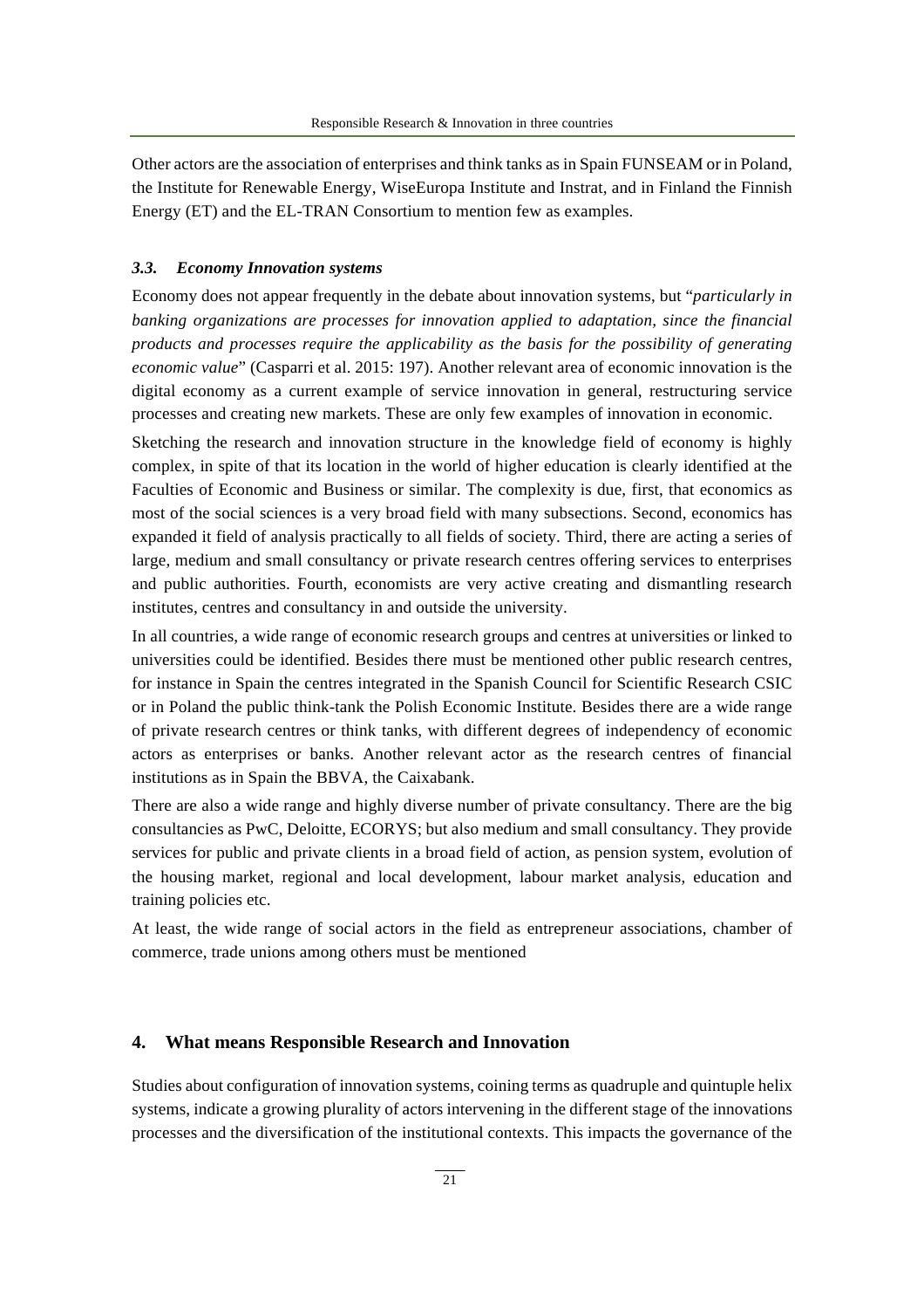Other actors are the association of enterprises and think tanks as in Spain FUNSEAM or in Poland, the Institute for Renewable Energy, WiseEuropa Institute and Instrat, and in Finland the Finnish Energy (ET) and the EL-TRAN Consortium to mention few as examples.

### *3.3. Economy Innovation systems*

Economy does not appear frequently in the debate about innovation systems, but "*particularly in banking organizations are processes for innovation applied to adaptation, since the financial products and processes require the applicability as the basis for the possibility of generating economic value*" (Casparri et al. 2015: 197). Another relevant area of economic innovation is the digital economy as a current example of service innovation in general, restructuring service processes and creating new markets. These are only few examples of innovation in economic.

Sketching the research and innovation structure in the knowledge field of economy is highly complex, in spite of that its location in the world of higher education is clearly identified at the Faculties of Economic and Business or similar. The complexity is due, first, that economics as most of the social sciences is a very broad field with many subsections. Second, economics has expanded it field of analysis practically to all fields of society. Third, there are acting a series of large, medium and small consultancy or private research centres offering services to enterprises and public authorities. Fourth, economists are very active creating and dismantling research institutes, centres and consultancy in and outside the university.

In all countries, a wide range of economic research groups and centres at universities or linked to universities could be identified. Besides there must be mentioned other public research centres, for instance in Spain the centres integrated in the Spanish Council for Scientific Research CSIC or in Poland the public think-tank the Polish Economic Institute. Besides there are a wide range of private research centres or think tanks, with different degrees of independency of economic actors as enterprises or banks. Another relevant actor as the research centres of financial institutions as in Spain the BBVA, the Caixabank.

There are also a wide range and highly diverse number of private consultancy. There are the big consultancies as PwC, Deloitte, ECORYS; but also medium and small consultancy. They provide services for public and private clients in a broad field of action, as pension system, evolution of the housing market, regional and local development, labour market analysis, education and training policies etc.

At least, the wide range of social actors in the field as entrepreneur associations, chamber of commerce, trade unions among others must be mentioned

## 4. What means Responsible Research and Innovation

Studies about configuration of innovation systems, coining terms as quadruple and quintuple helix systems, indicate a growing plurality of actors intervening in the different stage of the innovations processes and the diversification of the institutional contexts. This impacts the governance of the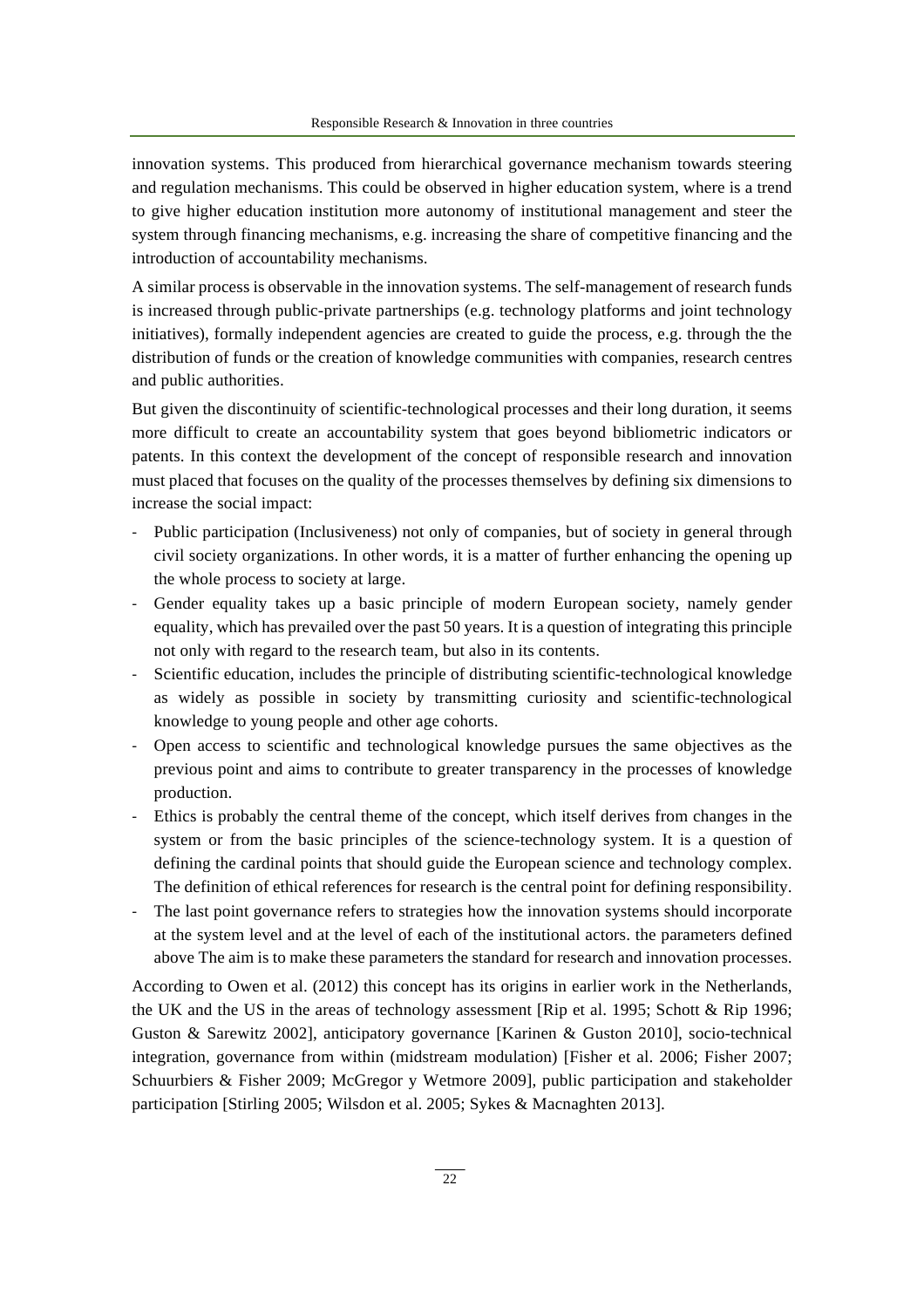innovation systems. This produced from hierarchical governance mechanism towards steering and regulation mechanisms. This could be observed in higher education system, where is a trend to give higher education institution more autonomy of institutional management and steer the system through financing mechanisms, e.g. increasing the share of competitive financing and the introduction of accountability mechanisms.

A similar process is observable in the innovation systems. The self-management of research funds is increased through public-private partnerships (e.g. technology platforms and joint technology initiatives), formally independent agencies are created to guide the process, e.g. through the the distribution of funds or the creation of knowledge communities with companies, research centres and public authorities.

But given the discontinuity of scientific-technological processes and their long duration, it seems more difficult to create an accountability system that goes beyond bibliometric indicators or patents. In this context the development of the concept of responsible research and innovation must placed that focuses on the quality of the processes themselves by defining six dimensions to increase the social impact:

- Public participation (Inclusiveness) not only of companies, but of society in general through civil society organizations. In other words, it is a matter of further enhancing the opening up the whole process to society at large.
- Gender equality takes up a basic principle of modern European society, namely gender equality, which has prevailed over the past 50 years. It is a question of integrating this principle not only with regard to the research team, but also in its contents.
- Scientific education, includes the principle of distributing scientific-technological knowledge as widely as possible in society by transmitting curiosity and scientific-technological knowledge to young people and other age cohorts.
- Open access to scientific and technological knowledge pursues the same objectives as the previous point and aims to contribute to greater transparency in the processes of knowledge production.
- Ethics is probably the central theme of the concept, which itself derives from changes in the system or from the basic principles of the science-technology system. It is a question of defining the cardinal points that should guide the European science and technology complex. The definition of ethical references for research is the central point for defining responsibility.
- The last point governance refers to strategies how the innovation systems should incorporate at the system level and at the level of each of the institutional actors. the parameters defined above The aim is to make these parameters the standard for research and innovation processes.

According to Owen et al. (2012) this concept has its origins in earlier work in the Netherlands, the UK and the US in the areas of technology assessment [Rip et al. 1995; Schott & Rip 1996; Guston & Sarewitz 2002], anticipatory governance [Karinen & Guston 2010], socio-technical integration, governance from within (midstream modulation) [Fisher et al. 2006; Fisher 2007; Schuurbiers & Fisher 2009; McGregor y Wetmore 2009], public participation and stakeholder participation [Stirling 2005; Wilsdon et al. 2005; Sykes & Macnaghten 2013].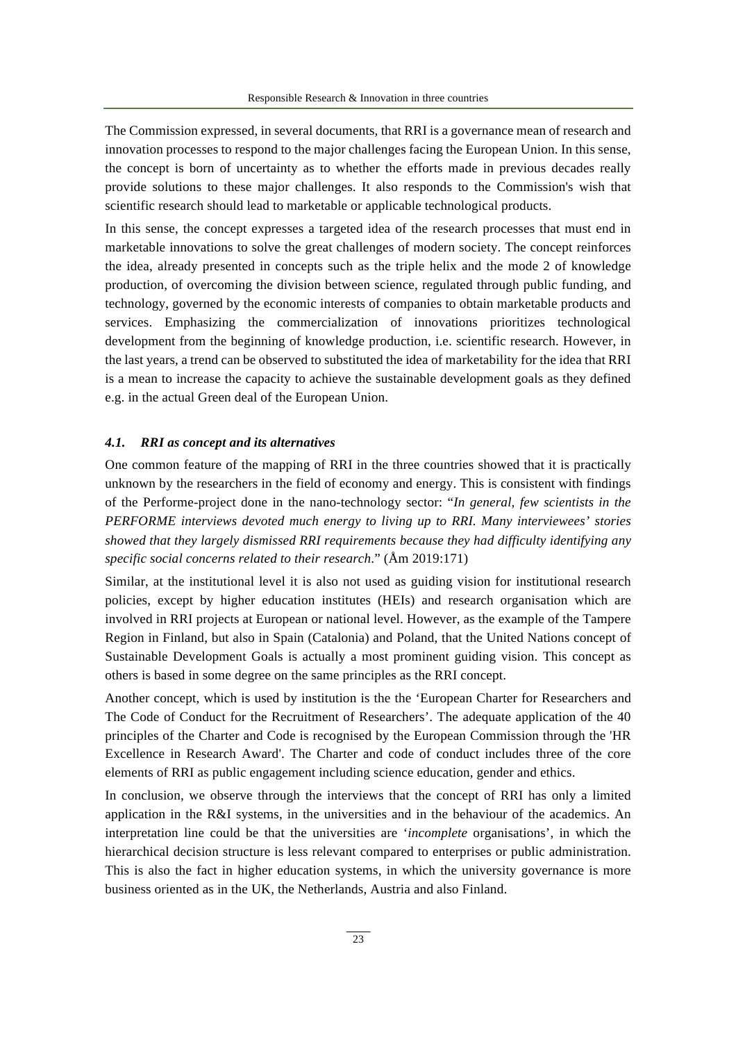The Commission expressed, in several documents, that RRI is a governance mean of research and innovation processes to respond to the major challenges facing the European Union. In this sense, the concept is born of uncertainty as to whether the efforts made in previous decades really provide solutions to these major challenges. It also responds to the Commission's wish that scientific research should lead to marketable or applicable technological products.

In this sense, the concept expresses a targeted idea of the research processes that must end in marketable innovations to solve the great challenges of modern society. The concept reinforces the idea, already presented in concepts such as the triple helix and the mode 2 of knowledge production, of overcoming the division between science, regulated through public funding, and technology, governed by the economic interests of companies to obtain marketable products and services. Emphasizing the commercialization of innovations prioritizes technological development from the beginning of knowledge production, i.e. scientific research. However, in the last years, a trend can be observed to substituted the idea of marketability for the idea that RRI is a mean to increase the capacity to achieve the sustainable development goals as they defined e.g. in the actual Green deal of the European Union.

### *4.1. RRI as concept and its alternatives*

One common feature of the mapping of RRI in the three countries showed that it is practically unknown by the researchers in the field of economy and energy. This is consistent with findings of the Performe-project done in the nano-technology sector: "*In general, few scientists in the PERFORME interviews devoted much energy to living up to RRI. Many interviewees' stories showed that they largely dismissed RRI requirements because they had difficulty identifying any specific social concerns related to their research*." (Åm 2019:171)

Similar, at the institutional level it is also not used as guiding vision for institutional research policies, except by higher education institutes (HEIs) and research organisation which are involved in RRI projects at European or national level. However, as the example of the Tampere Region in Finland, but also in Spain (Catalonia) and Poland, that the United Nations concept of Sustainable Development Goals is actually a most prominent guiding vision. This concept as others is based in some degree on the same principles as the RRI concept.

Another concept, which is used by institution is the the 'European Charter for Researchers and The Code of Conduct for the Recruitment of Researchers'. The adequate application of the 40 principles of the Charter and Code is recognised by the European Commission through the 'HR Excellence in Research Award'. The Charter and code of conduct includes three of the core elements of RRI as public engagement including science education, gender and ethics.

In conclusion, we observe through the interviews that the concept of RRI has only a limited application in the R&I systems, in the universities and in the behaviour of the academics. An interpretation line could be that the universities are '*incomplete* organisations', in which the hierarchical decision structure is less relevant compared to enterprises or public administration. This is also the fact in higher education systems, in which the university governance is more business oriented as in the UK, the Netherlands, Austria and also Finland.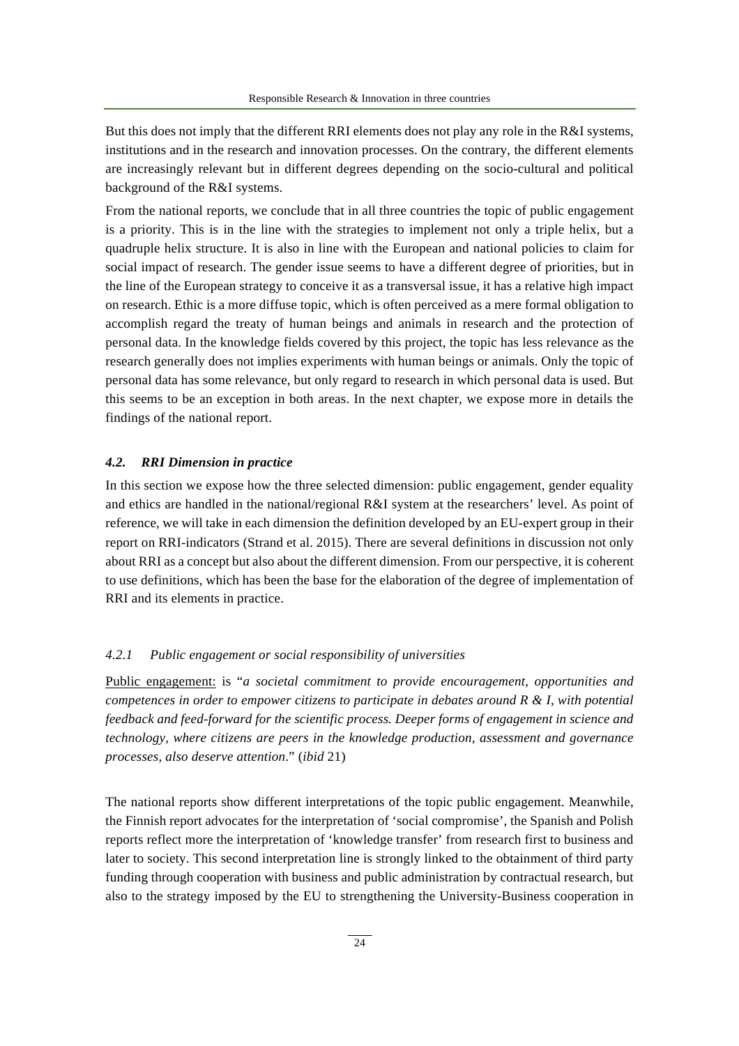But this does not imply that the different RRI elements does not play any role in the R&I systems, institutions and in the research and innovation processes. On the contrary, the different elements are increasingly relevant but in different degrees depending on the socio-cultural and political background of the R&I systems.

From the national reports, we conclude that in all three countries the topic of public engagement is a priority. This is in the line with the strategies to implement not only a triple helix, but a quadruple helix structure. It is also in line with the European and national policies to claim for social impact of research. The gender issue seems to have a different degree of priorities, but in the line of the European strategy to conceive it as a transversal issue, it has a relative high impact on research. Ethic is a more diffuse topic, which is often perceived as a mere formal obligation to accomplish regard the treaty of human beings and animals in research and the protection of personal data. In the knowledge fields covered by this project, the topic has less relevance as the research generally does not implies experiments with human beings or animals. Only the topic of personal data has some relevance, but only regard to research in which personal data is used. But this seems to be an exception in both areas. In the next chapter, we expose more in details the findings of the national report.

### *4.2. RRI Dimension in practice*

In this section we expose how the three selected dimension: public engagement, gender equality and ethics are handled in the national/regional R&I system at the researchers' level. As point of reference, we will take in each dimension the definition developed by an EU-expert group in their report on RRI-indicators (Strand et al. 2015). There are several definitions in discussion not only about RRI as a concept but also about the different dimension. From our perspective, it is coherent to use definitions, which has been the base for the elaboration of the degree of implementation of RRI and its elements in practice.

#### *4.2.1 Public engagement or social responsibility of universities*

<u>Public engagement:</u> is "*a societal commitment to provide encouragement, opportunities and competences in order to empower citizens to participate in debates around R & I, with potential feedback and feed-forward for the scientific process. Deeper forms of engagement in science and technology, where citizens are peers in the knowledge production, assessment and governance processes, also deserve attention*." (*ibid* 21)

The national reports show different interpretations of the topic public engagement. Meanwhile, the Finnish report advocates for the interpretation of 'social compromise', the Spanish and Polish reports reflect more the interpretation of 'knowledge transfer' from research first to business and later to society. This second interpretation line is strongly linked to the obtainment of third party funding through cooperation with business and public administration by contractual research, but also to the strategy imposed by the EU to strengthening the University-Business cooperation in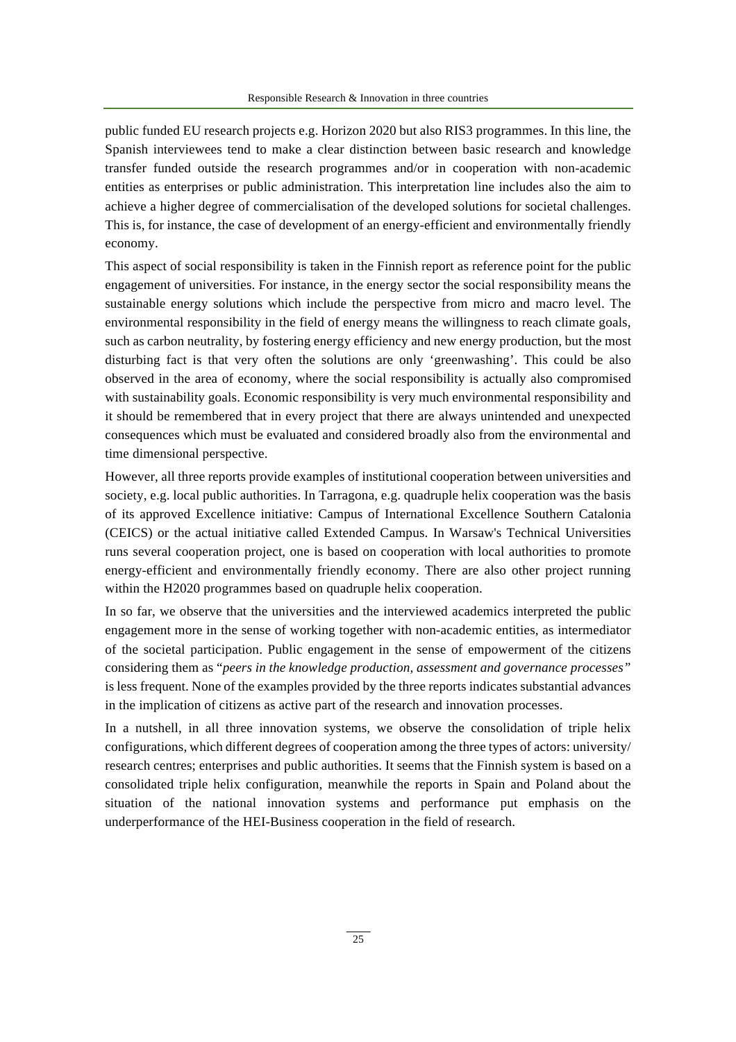public funded EU research projects e.g. Horizon 2020 but also RIS3 programmes. In this line, the Spanish interviewees tend to make a clear distinction between basic research and knowledge transfer funded outside the research programmes and/or in cooperation with non-academic entities as enterprises or public administration. This interpretation line includes also the aim to achieve a higher degree of commercialisation of the developed solutions for societal challenges. This is, for instance, the case of development of an energy-efficient and environmentally friendly economy.

This aspect of social responsibility is taken in the Finnish report as reference point for the public engagement of universities. For instance, in the energy sector the social responsibility means the sustainable energy solutions which include the perspective from micro and macro level. The environmental responsibility in the field of energy means the willingness to reach climate goals, such as carbon neutrality, by fostering energy efficiency and new energy production, but the most disturbing fact is that very often the solutions are only 'greenwashing'. This could be also observed in the area of economy, where the social responsibility is actually also compromised with sustainability goals. Economic responsibility is very much environmental responsibility and it should be remembered that in every project that there are always unintended and unexpected consequences which must be evaluated and considered broadly also from the environmental and time dimensional perspective.

However, all three reports provide examples of institutional cooperation between universities and society, e.g. local public authorities. In Tarragona, e.g. quadruple helix cooperation was the basis of its approved Excellence initiative: Campus of International Excellence Southern Catalonia (CEICS) or the actual initiative called Extended Campus. In Warsaw's Technical Universities runs several cooperation project, one is based on cooperation with local authorities to promote energy-efficient and environmentally friendly economy. There are also other project running within the H2020 programmes based on quadruple helix cooperation.

In so far, we observe that the universities and the interviewed academics interpreted the public engagement more in the sense of working together with non-academic entities, as intermediator of the societal participation. Public engagement in the sense of empowerment of the citizens considering them as "*peers in the knowledge production, assessment and governance processes*" is less frequent. None of the examples provided by the three reports indicates substantial advances in the implication of citizens as active part of the research and innovation processes.

In a nutshell, in all three innovation systems, we observe the consolidation of triple helix configurations, which different degrees of cooperation among the three types of actors: university/ research centres; enterprises and public authorities. It seems that the Finnish system is based on a consolidated triple helix configuration, meanwhile the reports in Spain and Poland about the situation of the national innovation systems and performance put emphasis on the underperformance of the HEI-Business cooperation in the field of research.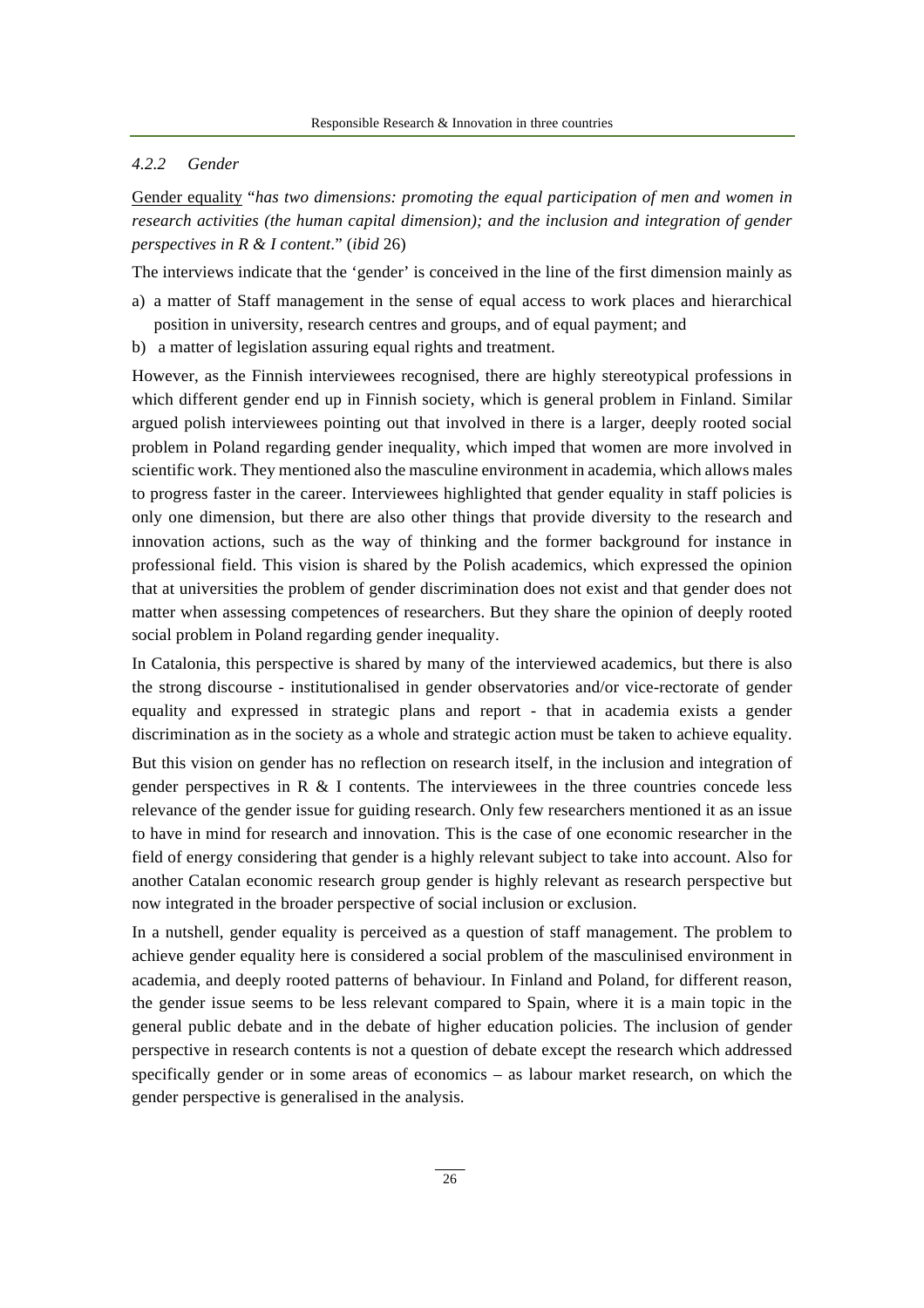#### *4.2.2 Gender*

Gender equality "*has two dimensions: promoting the equal participation of men and women in research activities (the human capital dimension); and the inclusion and integration of gender perspectives in R & I content*." (*ibid* 26)

The interviews indicate that the 'gender' is conceived in the line of the first dimension mainly as

a) a matter of Staff management in the sense of equal access to work places and hierarchical position in university, research centres and groups, and of equal payment; and
b) a matter of legislation assuring equal rights and treatment.

However, as the Finnish interviewees recognised, there are highly stereotypical professions in which different gender end up in Finnish society, which is general problem in Finland. Similar argued polish interviewees pointing out that involved in there is a larger, deeply rooted social problem in Poland regarding gender inequality, which imped that women are more involved in scientific work. They mentioned also the masculine environment in academia, which allows males to progress faster in the career. Interviewees highlighted that gender equality in staff policies is only one dimension, but there are also other things that provide diversity to the research and innovation actions, such as the way of thinking and the former background for instance in professional field. This vision is shared by the Polish academics, which expressed the opinion that at universities the problem of gender discrimination does not exist and that gender does not matter when assessing competences of researchers. But they share the opinion of deeply rooted social problem in Poland regarding gender inequality.

In Catalonia, this perspective is shared by many of the interviewed academics, but there is also the strong discourse - institutionalised in gender observatories and/or vice-rectorate of gender equality and expressed in strategic plans and report - that in academia exists a gender discrimination as in the society as a whole and strategic action must be taken to achieve equality.

But this vision on gender has no reflection on research itself, in the inclusion and integration of gender perspectives in R & I contents. The interviewees in the three countries concede less relevance of the gender issue for guiding research. Only few researchers mentioned it as an issue to have in mind for research and innovation. This is the case of one economic researcher in the field of energy considering that gender is a highly relevant subject to take into account. Also for another Catalan economic research group gender is highly relevant as research perspective but now integrated in the broader perspective of social inclusion or exclusion.

In a nutshell, gender equality is perceived as a question of staff management. The problem to achieve gender equality here is considered a social problem of the masculinised environment in academia, and deeply rooted patterns of behaviour. In Finland and Poland, for different reason, the gender issue seems to be less relevant compared to Spain, where it is a main topic in the general public debate and in the debate of higher education policies. The inclusion of gender perspective in research contents is not a question of debate except the research which addressed specifically gender or in some areas of economics – as labour market research, on which the gender perspective is generalised in the analysis.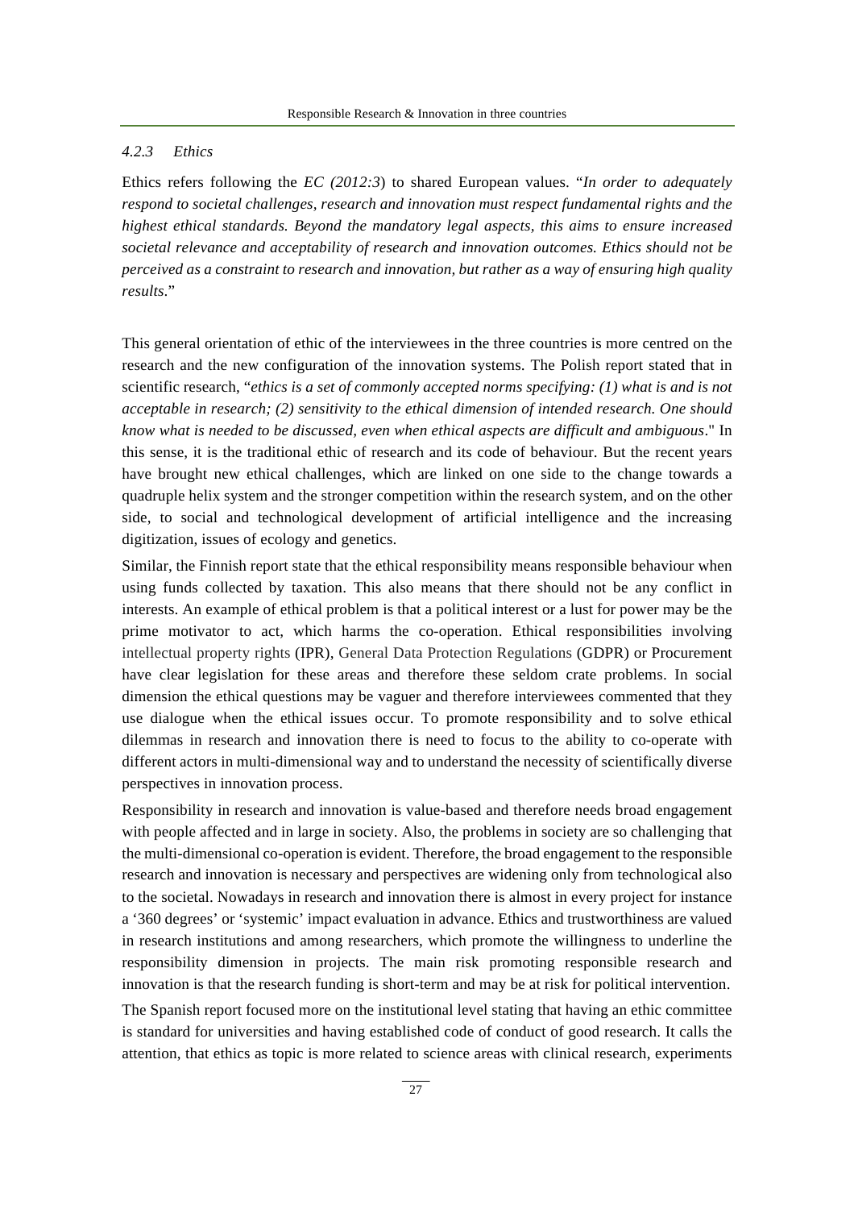#### *4.2.3 Ethics*

Ethics refers following the *EC (2012:3*) to shared European values. "*In order to adequately respond to societal challenges, research and innovation must respect fundamental rights and the highest ethical standards. Beyond the mandatory legal aspects, this aims to ensure increased societal relevance and acceptability of research and innovation outcomes. Ethics should not be perceived as a constraint to research and innovation, but rather as a way of ensuring high quality results*."

This general orientation of ethic of the interviewees in the three countries is more centred on the research and the new configuration of the innovation systems. The Polish report stated that in scientific research, "*ethics is a set of commonly accepted norms specifying: (1) what is and is not acceptable in research; (2) sensitivity to the ethical dimension of intended research. One should know what is needed to be discussed, even when ethical aspects are difficult and ambiguous*." In this sense, it is the traditional ethic of research and its code of behaviour. But the recent years have brought new ethical challenges, which are linked on one side to the change towards a quadruple helix system and the stronger competition within the research system, and on the other side, to social and technological development of artificial intelligence and the increasing digitization, issues of ecology and genetics.

Similar, the Finnish report state that the ethical responsibility means responsible behaviour when using funds collected by taxation. This also means that there should not be any conflict in interests. An example of ethical problem is that a political interest or a lust for power may be the prime motivator to act, which harms the co-operation. Ethical responsibilities involving intellectual property rights (IPR), General Data Protection Regulations (GDPR) or Procurement have clear legislation for these areas and therefore these seldom crate problems. In social dimension the ethical questions may be vaguer and therefore interviewees commented that they use dialogue when the ethical issues occur. To promote responsibility and to solve ethical dilemmas in research and innovation there is need to focus to the ability to co-operate with different actors in multi-dimensional way and to understand the necessity of scientifically diverse perspectives in innovation process.

Responsibility in research and innovation is value-based and therefore needs broad engagement with people affected and in large in society. Also, the problems in society are so challenging that the multi-dimensional co-operation is evident. Therefore, the broad engagement to the responsible research and innovation is necessary and perspectives are widening only from technological also to the societal. Nowadays in research and innovation there is almost in every project for instance a '360 degrees' or 'systemic' impact evaluation in advance. Ethics and trustworthiness are valued in research institutions and among researchers, which promote the willingness to underline the responsibility dimension in projects. The main risk promoting responsible research and innovation is that the research funding is short-term and may be at risk for political intervention.

The Spanish report focused more on the institutional level stating that having an ethic committee is standard for universities and having established code of conduct of good research. It calls the attention, that ethics as topic is more related to science areas with clinical research, experiments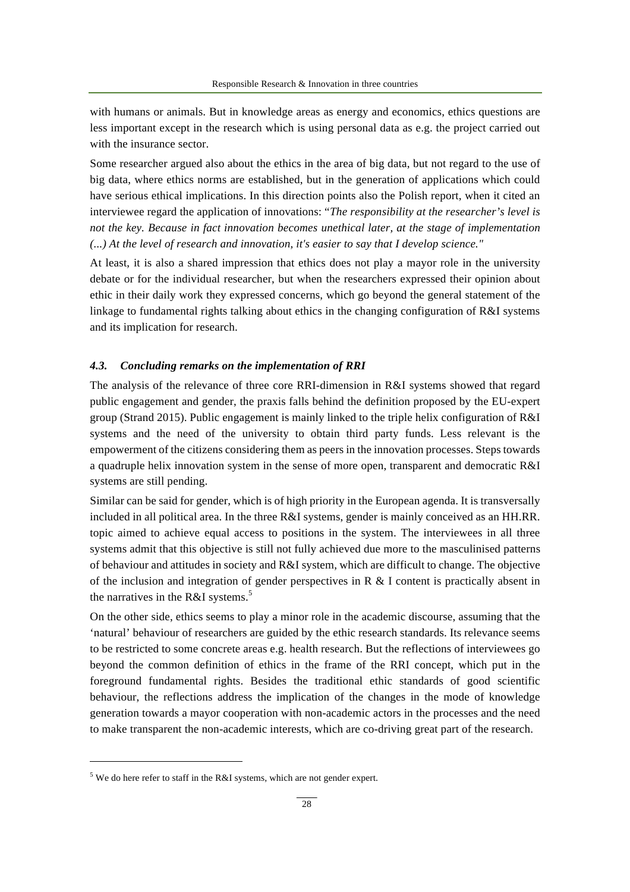with humans or animals. But in knowledge areas as energy and economics, ethics questions are less important except in the research which is using personal data as e.g. the project carried out with the insurance sector.

Some researcher argued also about the ethics in the area of big data, but not regard to the use of big data, where ethics norms are established, but in the generation of applications which could have serious ethical implications. In this direction points also the Polish report, when it cited an interviewee regard the application of innovations: "*The responsibility at the researcher's level is not the key. Because in fact innovation becomes unethical later, at the stage of implementation (...) At the level of research and innovation, it's easier to say that I develop science."*

At least, it is also a shared impression that ethics does not play a mayor role in the university debate or for the individual researcher, but when the researchers expressed their opinion about ethic in their daily work they expressed concerns, which go beyond the general statement of the linkage to fundamental rights talking about ethics in the changing configuration of R&I systems and its implication for research.

### *4.3. Concluding remarks on the implementation of RRI*

The analysis of the relevance of three core RRI-dimension in R&I systems showed that regard public engagement and gender, the praxis falls behind the definition proposed by the EU-expert group (Strand 2015). Public engagement is mainly linked to the triple helix configuration of R&I systems and the need of the university to obtain third party funds. Less relevant is the empowerment of the citizens considering them as peers in the innovation processes. Steps towards a quadruple helix innovation system in the sense of more open, transparent and democratic R&I systems are still pending.

Similar can be said for gender, which is of high priority in the European agenda. It is transversally included in all political area. In the three R&I systems, gender is mainly conceived as an HH.RR. topic aimed to achieve equal access to positions in the system. The interviewees in all three systems admit that this objective is still not fully achieved due more to the masculinised patterns of behaviour and attitudes in society and R&I system, which are difficult to change. The objective of the inclusion and integration of gender perspectives in R & I content is practically absent in the narratives in the R&I systems.[5]

On the other side, ethics seems to play a minor role in the academic discourse, assuming that the 'natural' behaviour of researchers are guided by the ethic research standards. Its relevance seems to be restricted to some concrete areas e.g. health research. But the reflections of interviewees go beyond the common definition of ethics in the frame of the RRI concept, which put in the foreground fundamental rights. Besides the traditional ethic standards of good scientific behaviour, the reflections address the implication of the changes in the mode of knowledge generation towards a mayor cooperation with non-academic actors in the processes and the need to make transparent the non-academic interests, which are co-driving great part of the research.

---

[5] We do here refer to staff in the R&I systems, which are not gender expert.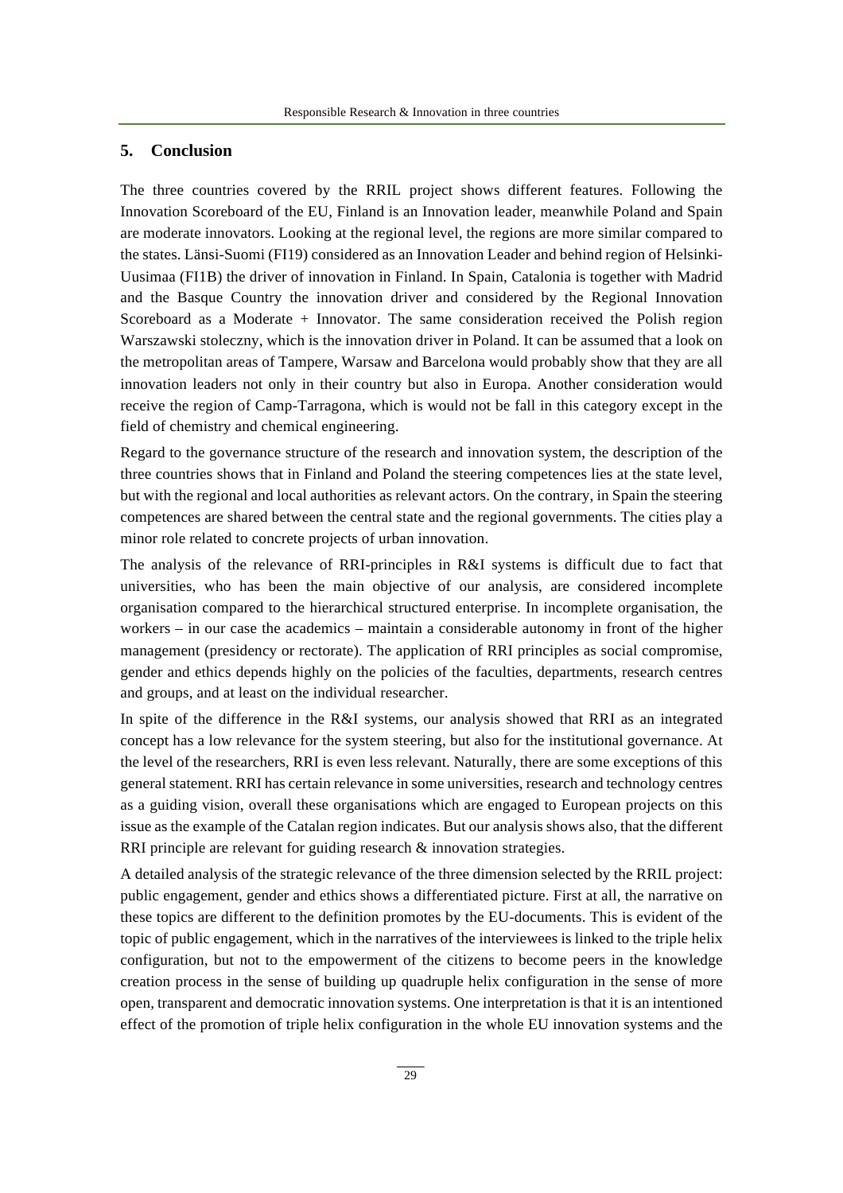## 5. Conclusion

The three countries covered by the RRIL project shows different features. Following the Innovation Scoreboard of the EU, Finland is an Innovation leader, meanwhile Poland and Spain are moderate innovators. Looking at the regional level, the regions are more similar compared to the states. Länsi-Suomi (FI19) considered as an Innovation Leader and behind region of Helsinki-Uusimaa (FI1B) the driver of innovation in Finland. In Spain, Catalonia is together with Madrid and the Basque Country the innovation driver and considered by the Regional Innovation Scoreboard as a Moderate + Innovator. The same consideration received the Polish region Warszawski stoleczny, which is the innovation driver in Poland. It can be assumed that a look on the metropolitan areas of Tampere, Warsaw and Barcelona would probably show that they are all innovation leaders not only in their country but also in Europa. Another consideration would receive the region of Camp-Tarragona, which is would not be fall in this category except in the field of chemistry and chemical engineering.

Regard to the governance structure of the research and innovation system, the description of the three countries shows that in Finland and Poland the steering competences lies at the state level, but with the regional and local authorities as relevant actors. On the contrary, in Spain the steering competences are shared between the central state and the regional governments. The cities play a minor role related to concrete projects of urban innovation.

The analysis of the relevance of RRI-principles in R&I systems is difficult due to fact that universities, who has been the main objective of our analysis, are considered incomplete organisation compared to the hierarchical structured enterprise. In incomplete organisation, the workers – in our case the academics – maintain a considerable autonomy in front of the higher management (presidency or rectorate). The application of RRI principles as social compromise, gender and ethics depends highly on the policies of the faculties, departments, research centres and groups, and at least on the individual researcher.

In spite of the difference in the R&I systems, our analysis showed that RRI as an integrated concept has a low relevance for the system steering, but also for the institutional governance. At the level of the researchers, RRI is even less relevant. Naturally, there are some exceptions of this general statement. RRI has certain relevance in some universities, research and technology centres as a guiding vision, overall these organisations which are engaged to European projects on this issue as the example of the Catalan region indicates. But our analysis shows also, that the different RRI principle are relevant for guiding research & innovation strategies.

A detailed analysis of the strategic relevance of the three dimension selected by the RRIL project: public engagement, gender and ethics shows a differentiated picture. First at all, the narrative on these topics are different to the definition promotes by the EU-documents. This is evident of the topic of public engagement, which in the narratives of the interviewees is linked to the triple helix configuration, but not to the empowerment of the citizens to become peers in the knowledge creation process in the sense of building up quadruple helix configuration in the sense of more open, transparent and democratic innovation systems. One interpretation is that it is an intentioned effect of the promotion of triple helix configuration in the whole EU innovation systems and the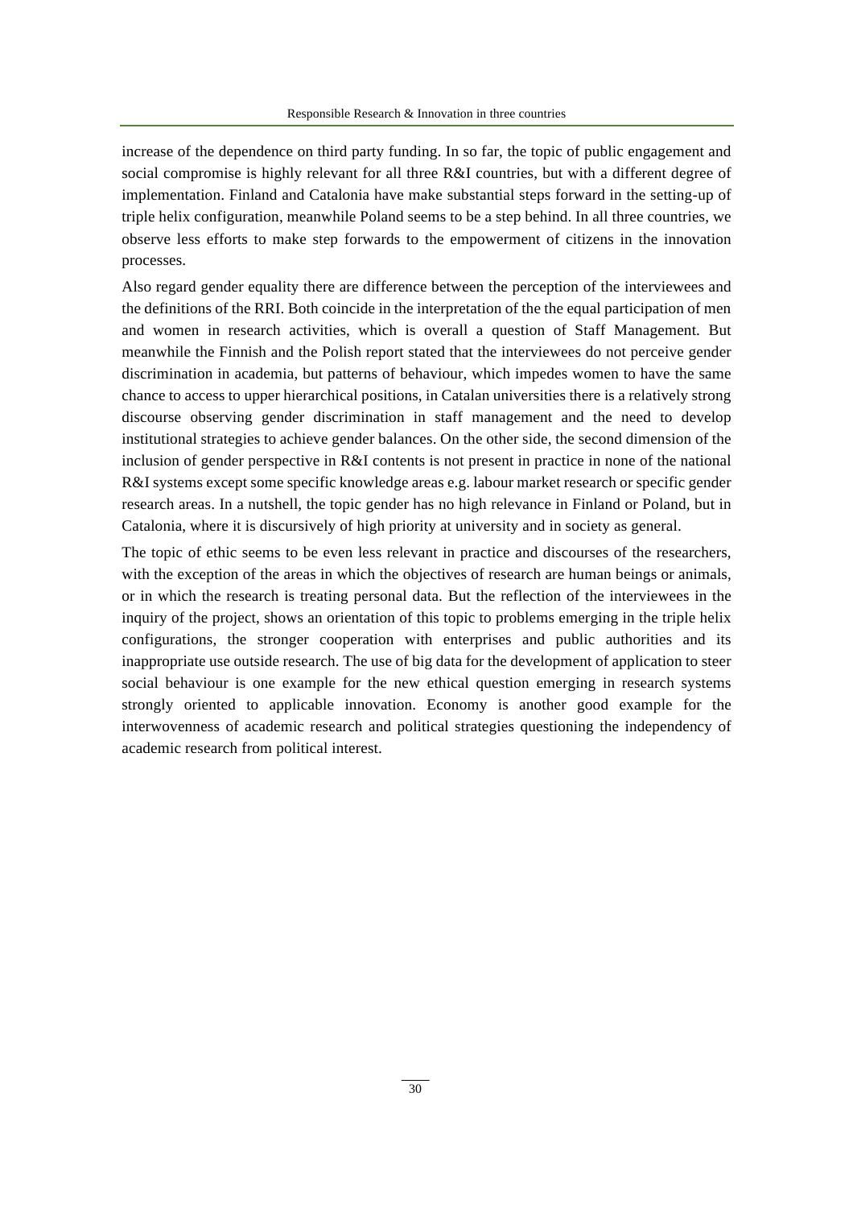increase of the dependence on third party funding. In so far, the topic of public engagement and social compromise is highly relevant for all three R&I countries, but with a different degree of implementation. Finland and Catalonia have make substantial steps forward in the setting-up of triple helix configuration, meanwhile Poland seems to be a step behind. In all three countries, we observe less efforts to make step forwards to the empowerment of citizens in the innovation processes.

Also regard gender equality there are difference between the perception of the interviewees and the definitions of the RRI. Both coincide in the interpretation of the the equal participation of men and women in research activities, which is overall a question of Staff Management. But meanwhile the Finnish and the Polish report stated that the interviewees do not perceive gender discrimination in academia, but patterns of behaviour, which impedes women to have the same chance to access to upper hierarchical positions, in Catalan universities there is a relatively strong discourse observing gender discrimination in staff management and the need to develop institutional strategies to achieve gender balances. On the other side, the second dimension of the inclusion of gender perspective in R&I contents is not present in practice in none of the national R&I systems except some specific knowledge areas e.g. labour market research or specific gender research areas. In a nutshell, the topic gender has no high relevance in Finland or Poland, but in Catalonia, where it is discursively of high priority at university and in society as general.

The topic of ethic seems to be even less relevant in practice and discourses of the researchers, with the exception of the areas in which the objectives of research are human beings or animals, or in which the research is treating personal data. But the reflection of the interviewees in the inquiry of the project, shows an orientation of this topic to problems emerging in the triple helix configurations, the stronger cooperation with enterprises and public authorities and its inappropriate use outside research. The use of big data for the development of application to steer social behaviour is one example for the new ethical question emerging in research systems strongly oriented to applicable innovation. Economy is another good example for the interwovenness of academic research and political strategies questioning the independency of academic research from political interest.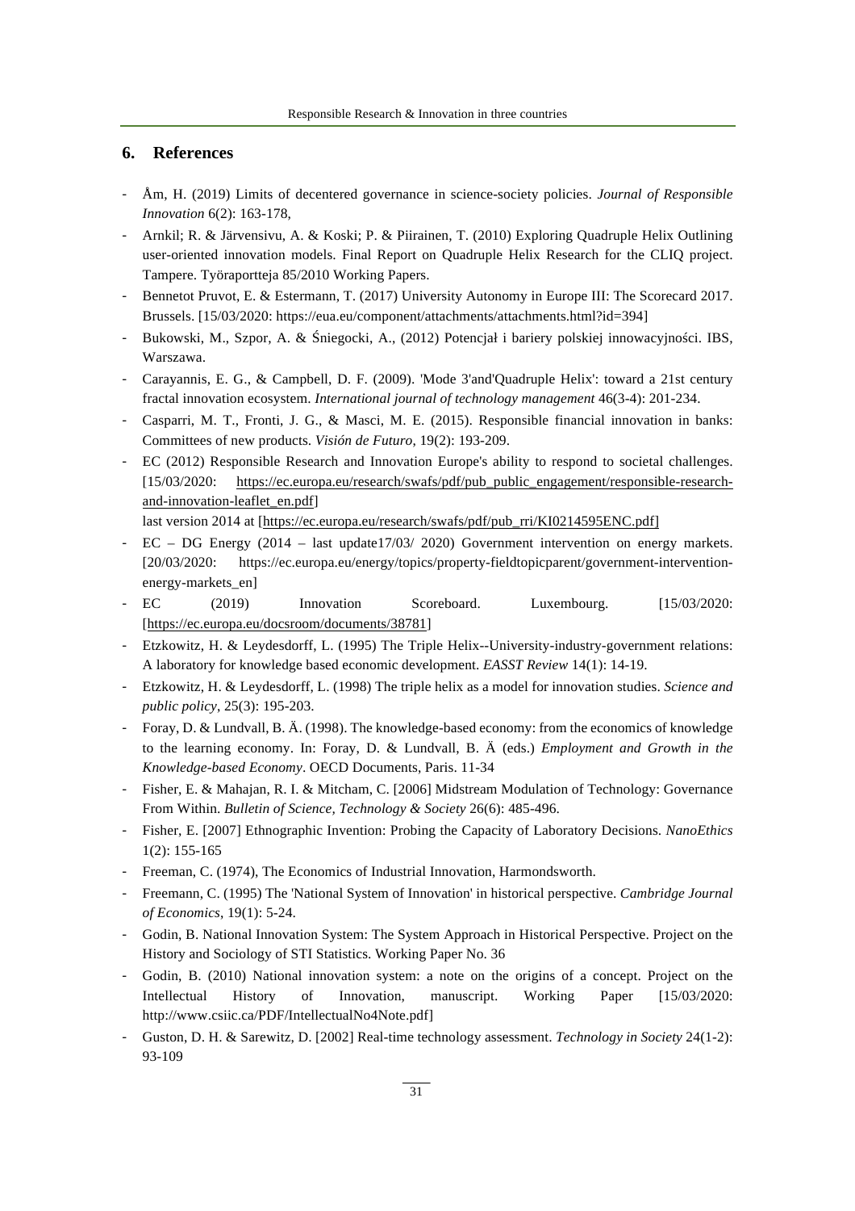## 6. References

- Åm, H. (2019) Limits of decentered governance in science-society policies. *Journal of Responsible Innovation* 6(2): 163-178,
- Arnkil; R. & Järvensivu, A. & Koski; P. & Piirainen, T. (2010) Exploring Quadruple Helix Outlining user-oriented innovation models. Final Report on Quadruple Helix Research for the CLIQ project. Tampere. Työraportteja 85/2010 Working Papers.
- Bennetot Pruvot, E. & Estermann, T. (2017) University Autonomy in Europe III: The Scorecard 2017. Brussels. [15/03/2020: https://eua.eu/component/attachments/attachments.html?id=394]
- Bukowski, M., Szpor, A. & Śniegocki, A., (2012) Potencjał i bariery polskiej innowacyjności. IBS, Warszawa.
- Carayannis, E. G., & Campbell, D. F. (2009). 'Mode 3'and'Quadruple Helix': toward a 21st century fractal innovation ecosystem. *International journal of technology management* 46(3-4): 201-234.
- Casparri, M. T., Fronti, J. G., & Masci, M. E. (2015). Responsible financial innovation in banks: Committees of new products. *Visión de Futuro*, 19(2): 193-209.
- EC (2012) Responsible Research and Innovation Europe's ability to respond to societal challenges. [15/03/2020: https://ec.europa.eu/research/swafs/pdf/pub_public_engagement/responsible-research-and-innovation-leaflet_en.pdf]
  last version 2014 at [https://ec.europa.eu/research/swafs/pdf/pub_rri/KI0214595ENC.pdf]
- EC – DG Energy (2014 – last update17/03/ 2020) Government intervention on energy markets. [20/03/2020: https://ec.europa.eu/energy/topics/property-fieldtopicparent/government-intervention-energy-markets_en]
- EC (2019) Innovation Scoreboard. Luxembourg. [15/03/2020: [https://ec.europa.eu/docsroom/documents/38781]
- Etzkowitz, H. & Leydesdorff, L. (1995) The Triple Helix--University-industry-government relations: A laboratory for knowledge based economic development. *EASST Review* 14(1): 14-19.
- Etzkowitz, H. & Leydesdorff, L. (1998) The triple helix as a model for innovation studies. *Science and public policy*, 25(3): 195-203.
- Foray, D. & Lundvall, B. Ä. (1998). The knowledge-based economy: from the economics of knowledge to the learning economy. In: Foray, D. & Lundvall, B. Ä (eds.) *Employment and Growth in the Knowledge-based Economy*. OECD Documents, Paris. 11-34
- Fisher, E. & Mahajan, R. I. & Mitcham, C. [2006] Midstream Modulation of Technology: Governance From Within. *Bulletin of Science, Technology & Society* 26(6): 485-496.
- Fisher, E. [2007] Ethnographic Invention: Probing the Capacity of Laboratory Decisions. *NanoEthics* 1(2): 155-165
- Freeman, C. (1974), The Economics of Industrial Innovation, Harmondsworth.
- Freemann, C. (1995) The 'National System of Innovation' in historical perspective. *Cambridge Journal of Economics*, 19(1): 5-24.
- Godin, B. National Innovation System: The System Approach in Historical Perspective. Project on the History and Sociology of STI Statistics. Working Paper No. 36
- Godin, B. (2010) National innovation system: a note on the origins of a concept. Project on the Intellectual History of Innovation, manuscript. Working Paper [15/03/2020: http://www.csiic.ca/PDF/IntellectualNo4Note.pdf]
- Guston, D. H. & Sarewitz, D. [2002] Real-time technology assessment. *Technology in Society* 24(1-2): 93-109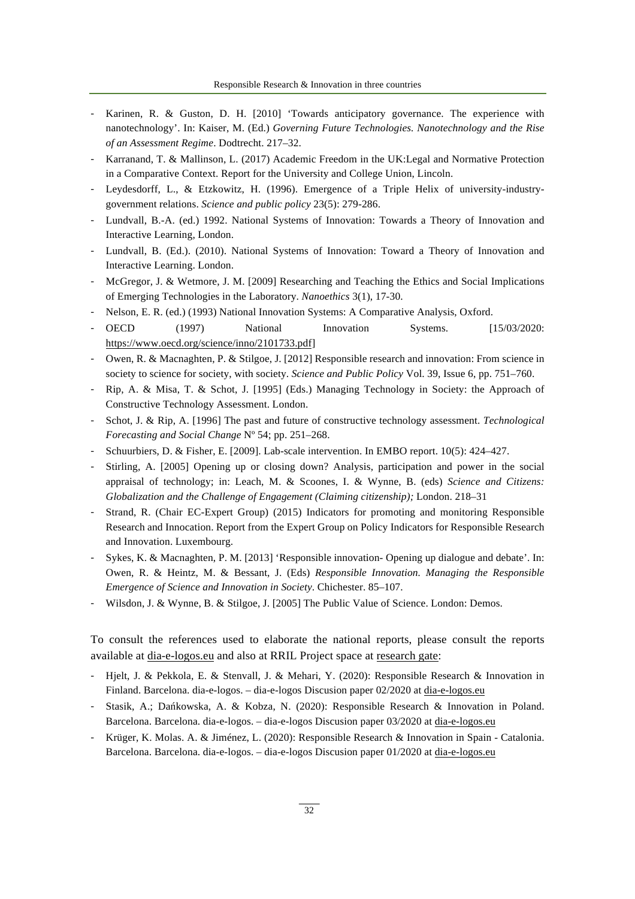- Karinen, R. & Guston, D. H. [2010] 'Towards anticipatory governance. The experience with nanotechnology'. In: Kaiser, M. (Ed.) *Governing Future Technologies. Nanotechnology and the Rise of an Assessment Regime*. Dodtrecht. 217–32.
- Karranand, T. & Mallinson, L. (2017) Academic Freedom in the UK:Legal and Normative Protection in a Comparative Context. Report for the University and College Union, Lincoln.
- Leydesdorff, L., & Etzkowitz, H. (1996). Emergence of a Triple Helix of university-industry-government relations. *Science and public policy* 23(5): 279-286.
- Lundvall, B.-A. (ed.) 1992. National Systems of Innovation: Towards a Theory of Innovation and Interactive Learning, London.
- Lundvall, B. (Ed.). (2010). National Systems of Innovation: Toward a Theory of Innovation and Interactive Learning. London.
- McGregor, J. & Wetmore, J. M. [2009] Researching and Teaching the Ethics and Social Implications of Emerging Technologies in the Laboratory. *Nanoethics* 3(1), 17-30.
- Nelson, E. R. (ed.) (1993) National Innovation Systems: A Comparative Analysis, Oxford.
- OECD (1997) National Innovation Systems. [15/03/2020: https://www.oecd.org/science/inno/2101733.pdf]
- Owen, R. & Macnaghten, P. & Stilgoe, J. [2012] Responsible research and innovation: From science in society to science for society, with society. *Science and Public Policy* Vol. 39, Issue 6, pp. 751–760.
- Rip, A. & Misa, T. & Schot, J. [1995] (Eds.) Managing Technology in Society: the Approach of Constructive Technology Assessment. London.
- Schot, J. & Rip, A. [1996] The past and future of constructive technology assessment. *Technological Forecasting and Social Change* Nº 54; pp. 251–268.
- Schuurbiers, D. & Fisher, E. [2009]. Lab-scale intervention. In EMBO report. 10(5): 424–427.
- Stirling, A. [2005] Opening up or closing down? Analysis, participation and power in the social appraisal of technology; in: Leach, M. & Scoones, I. & Wynne, B. (eds) *Science and Citizens: Globalization and the Challenge of Engagement (Claiming citizenship);* London. 218–31
- Strand, R. (Chair EC-Expert Group) (2015) Indicators for promoting and monitoring Responsible Research and Innocation. Report from the Expert Group on Policy Indicators for Responsible Research and Innovation. Luxembourg.
- Sykes, K. & Macnaghten, P. M. [2013] 'Responsible innovation- Opening up dialogue and debate'. In: Owen, R. & Heintz, M. & Bessant, J. (Eds) *Responsible Innovation. Managing the Responsible Emergence of Science and Innovation in Society*. Chichester. 85–107.
- Wilsdon, J. & Wynne, B. & Stilgoe, J. [2005] The Public Value of Science. London: Demos.

To consult the references used to elaborate the national reports, please consult the reports available at dia-e-logos.eu and also at RRIL Project space at research gate:

- Hjelt, J. & Pekkola, E. & Stenvall, J. & Mehari, Y. (2020): Responsible Research & Innovation in Finland. Barcelona. dia-e-logos. – dia-e-logos Discusion paper 02/2020 at dia-e-logos.eu
- Stasik, A.; Dańkowska, A. & Kobza, N. (2020): Responsible Research & Innovation in Poland. Barcelona. Barcelona. dia-e-logos. – dia-e-logos Discusion paper 03/2020 at dia-e-logos.eu
- Krüger, K. Molas. A. & Jiménez, L. (2020): Responsible Research & Innovation in Spain - Catalonia. Barcelona. Barcelona. dia-e-logos. – dia-e-logos Discusion paper 01/2020 at dia-e-logos.eu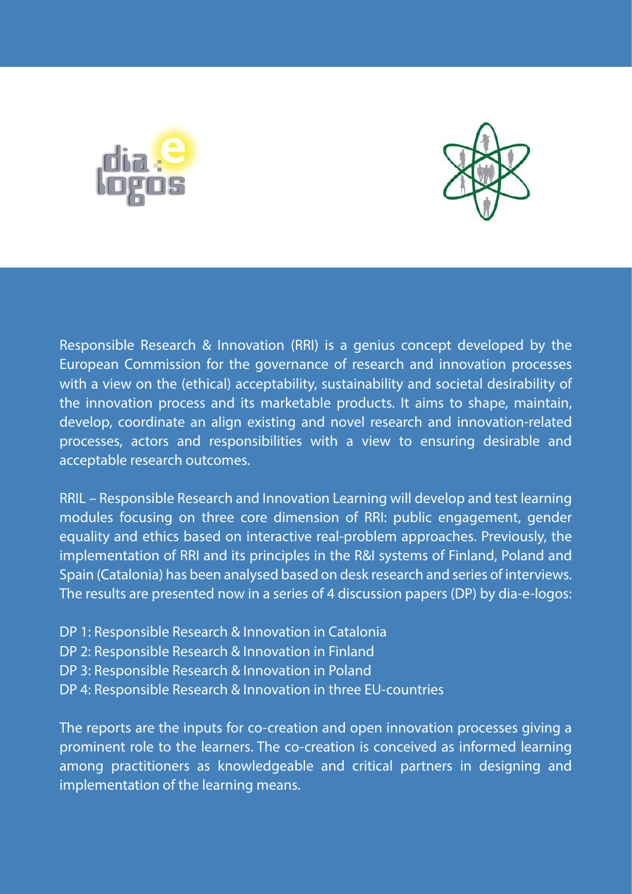Responsible Research & Innovation (RRI) is a genius concept developed by the European Commission for the governance of research and innovation processes with a view on the (ethical) acceptability, sustainability and societal desirability of the innovation process and its marketable products. It aims to shape, maintain, develop, coordinate an align existing and novel research and innovation-related processes, actors and responsibilities with a view to ensuring desirable and acceptable research outcomes.

RRIL – Responsible Research and Innovation Learning will develop and test learning modules focusing on three core dimension of RRI: public engagement, gender equality and ethics based on interactive real-problem approaches. Previously, the implementation of RRI and its principles in the R&I systems of Finland, Poland and Spain (Catalonia) has been analysed based on desk research and series of interviews. The results are presented now in a series of 4 discussion papers (DP) by dia-e-logos:

DP 1: Responsible Research & Innovation in Catalonia
DP 2: Responsible Research & Innovation in Finland
DP 3: Responsible Research & Innovation in Poland
DP 4: Responsible Research & Innovation in three EU-countries

The reports are the inputs for co-creation and open innovation processes giving a prominent role to the learners. The co-creation is conceived as informed learning among practitioners as knowledgeable and critical partners in designing and implementation of the learning means.